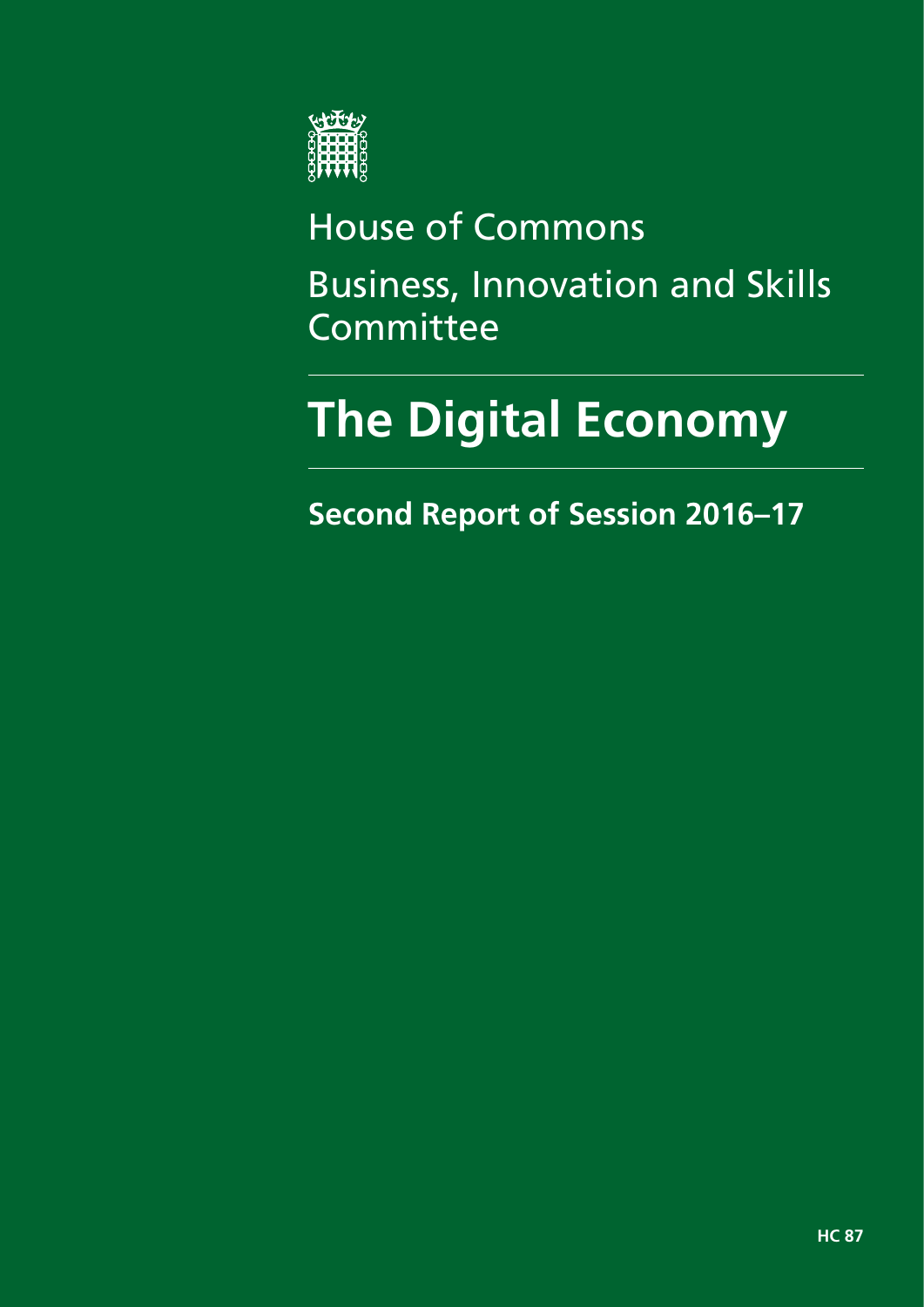House of Commons

Business, Innovation and Skills Committee

# The Digital Economy

## Second Report of Session 2016–17

HC 87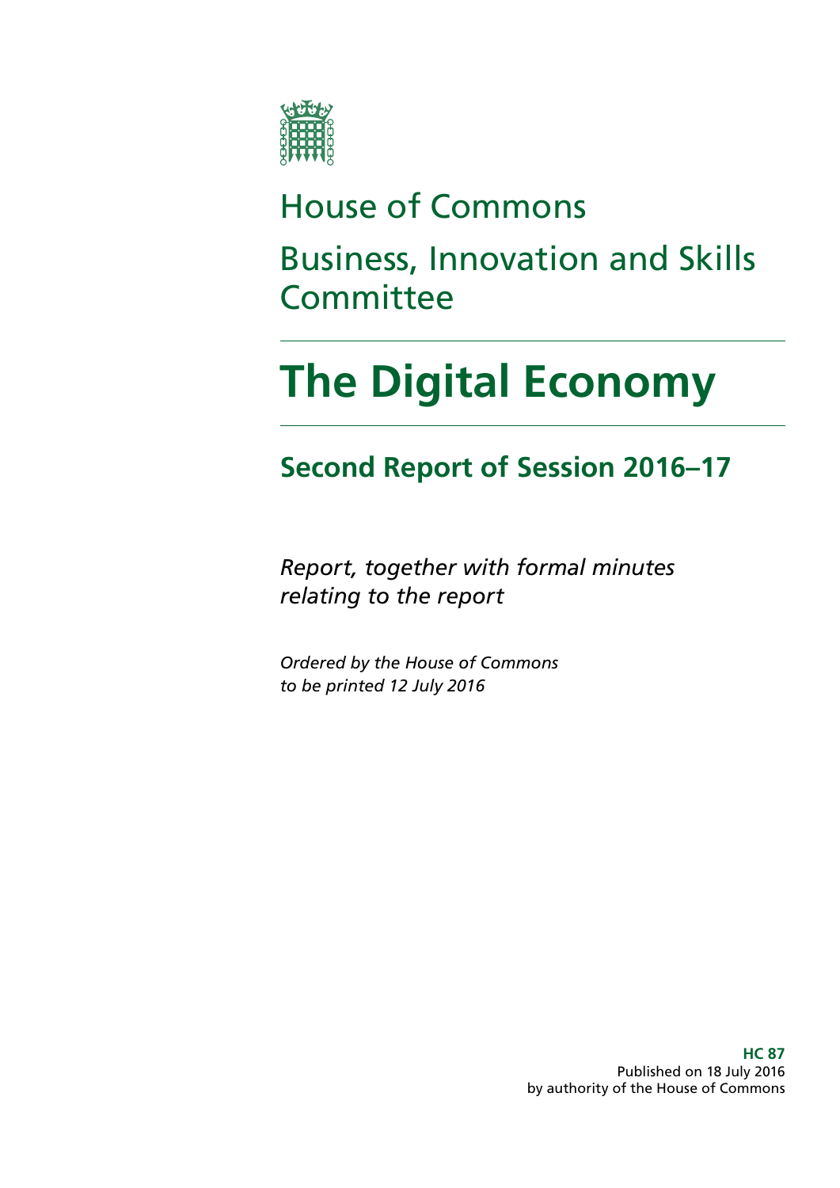House of Commons

Business, Innovation and Skills Committee

# The Digital Economy

## Second Report of Session 2016–17

*Report, together with formal minutes relating to the report*

*Ordered by the House of Commons to be printed 12 July 2016*

**HC 87**
Published on 18 July 2016
by authority of the House of Commons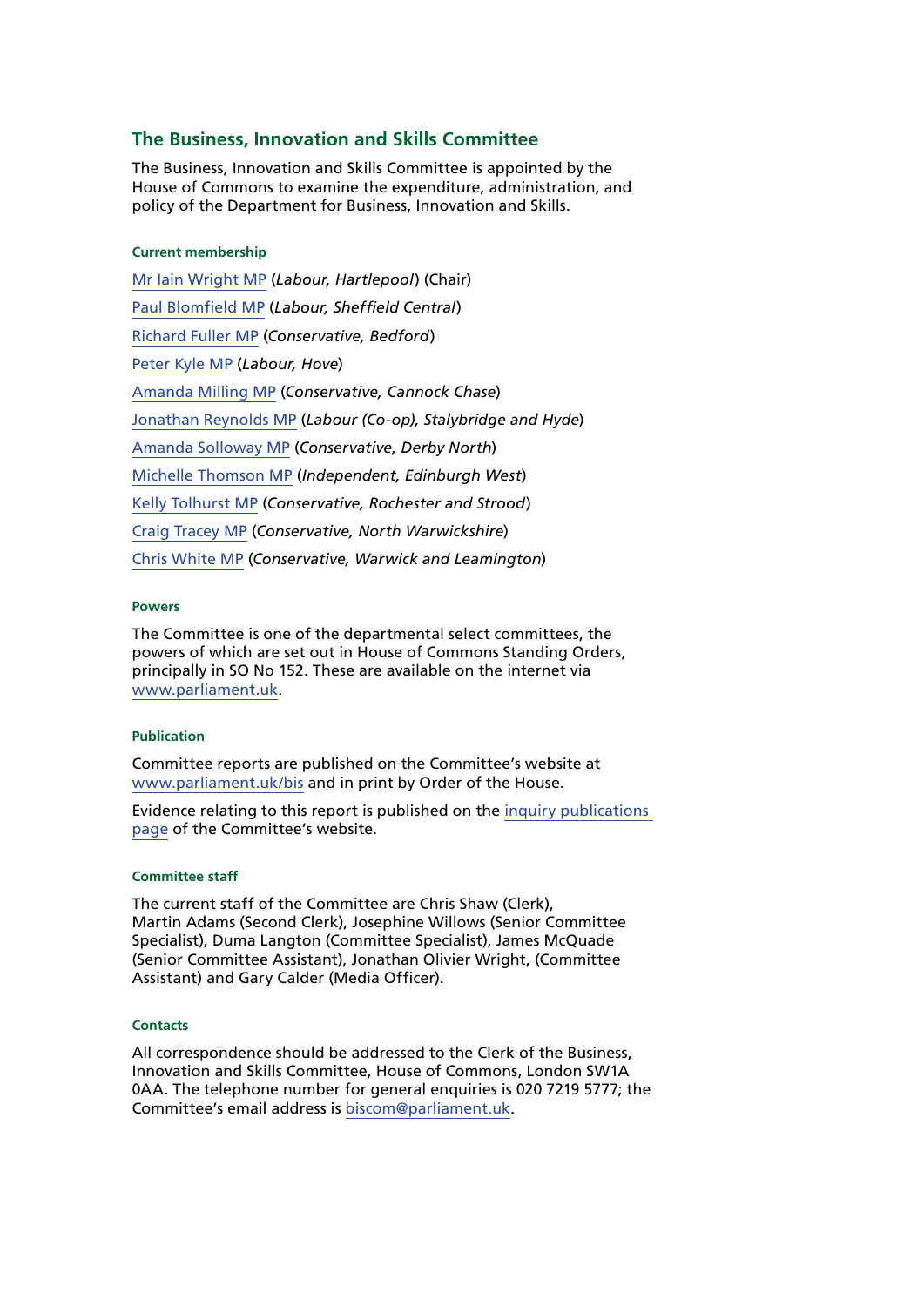## The Business, Innovation and Skills Committee

The Business, Innovation and Skills Committee is appointed by the House of Commons to examine the expenditure, administration, and policy of the Department for Business, Innovation and Skills.

#### Current membership

Mr Iain Wright MP (*Labour, Hartlepool*) (Chair)

Paul Blomfield MP (*Labour, Sheffield Central*)

Richard Fuller MP (*Conservative, Bedford*)

Peter Kyle MP (*Labour, Hove*)

Amanda Milling MP (*Conservative, Cannock Chase*)

Jonathan Reynolds MP (*Labour (Co-op), Stalybridge and Hyde*)

Amanda Solloway MP (*Conservative, Derby North*)

Michelle Thomson MP (*Independent, Edinburgh West*)

Kelly Tolhurst MP (*Conservative, Rochester and Strood*)

Craig Tracey MP (*Conservative, North Warwickshire*)

Chris White MP (*Conservative, Warwick and Leamington*)

#### Powers

The Committee is one of the departmental select committees, the powers of which are set out in House of Commons Standing Orders, principally in SO No 152. These are available on the internet via www.parliament.uk.

#### Publication

Committee reports are published on the Committee's website at www.parliament.uk/bis and in print by Order of the House.

Evidence relating to this report is published on the inquiry publications page of the Committee's website.

#### Committee staff

The current staff of the Committee are Chris Shaw (Clerk), Martin Adams (Second Clerk), Josephine Willows (Senior Committee Specialist), Duma Langton (Committee Specialist), James McQuade (Senior Committee Assistant), Jonathan Olivier Wright, (Committee Assistant) and Gary Calder (Media Officer).

#### Contacts

All correspondence should be addressed to the Clerk of the Business, Innovation and Skills Committee, House of Commons, London SW1A 0AA. The telephone number for general enquiries is 020 7219 5777; the Committee's email address is biscom@parliament.uk.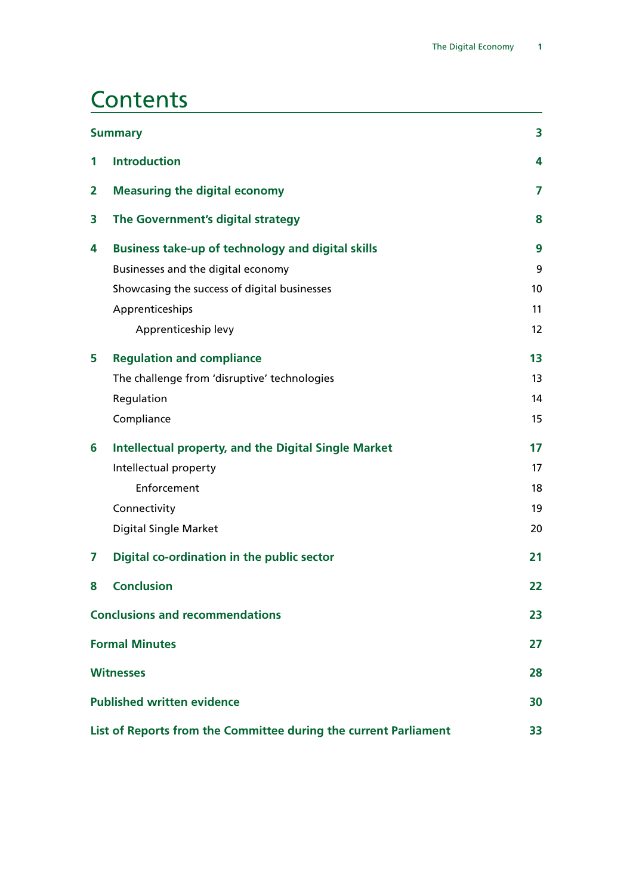# Contents

| | | |
|---|---|---|
| **Summary** | | **3** |
| **1** | **Introduction** | **4** |
| **2** | **Measuring the digital economy** | **7** |
| **3** | **The Government's digital strategy** | **8** |
| **4** | **Business take-up of technology and digital skills** | **9** |
| | Businesses and the digital economy | 9 |
| | Showcasing the success of digital businesses | 10 |
| | Apprenticeships | 11 |
| | Apprenticeship levy | 12 |
| **5** | **Regulation and compliance** | **13** |
| | The challenge from 'disruptive' technologies | 13 |
| | Regulation | 14 |
| | Compliance | 15 |
| **6** | **Intellectual property, and the Digital Single Market** | **17** |
| | Intellectual property | 17 |
| | Enforcement | 18 |
| | Connectivity | 19 |
| | Digital Single Market | 20 |
| **7** | **Digital co-ordination in the public sector** | **21** |
| **8** | **Conclusion** | **22** |
| **Conclusions and recommendations** | | **23** |
| **Formal Minutes** | | **27** |
| **Witnesses** | | **28** |
| **Published written evidence** | | **30** |
| **List of Reports from the Committee during the current Parliament** | | **33** |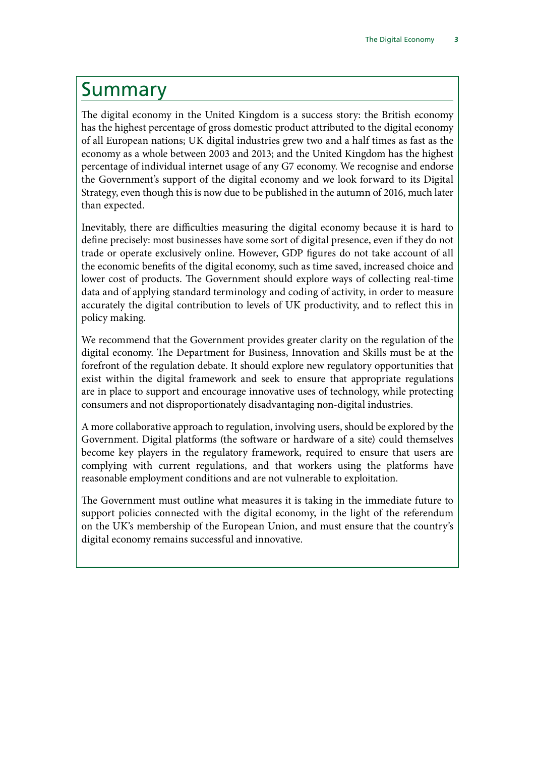# Summary

The digital economy in the United Kingdom is a success story: the British economy has the highest percentage of gross domestic product attributed to the digital economy of all European nations; UK digital industries grew two and a half times as fast as the economy as a whole between 2003 and 2013; and the United Kingdom has the highest percentage of individual internet usage of any G7 economy. We recognise and endorse the Government's support of the digital economy and we look forward to its Digital Strategy, even though this is now due to be published in the autumn of 2016, much later than expected.

Inevitably, there are difficulties measuring the digital economy because it is hard to define precisely: most businesses have some sort of digital presence, even if they do not trade or operate exclusively online. However, GDP figures do not take account of all the economic benefits of the digital economy, such as time saved, increased choice and lower cost of products. The Government should explore ways of collecting real-time data and of applying standard terminology and coding of activity, in order to measure accurately the digital contribution to levels of UK productivity, and to reflect this in policy making.

We recommend that the Government provides greater clarity on the regulation of the digital economy. The Department for Business, Innovation and Skills must be at the forefront of the regulation debate. It should explore new regulatory opportunities that exist within the digital framework and seek to ensure that appropriate regulations are in place to support and encourage innovative uses of technology, while protecting consumers and not disproportionately disadvantaging non-digital industries.

A more collaborative approach to regulation, involving users, should be explored by the Government. Digital platforms (the software or hardware of a site) could themselves become key players in the regulatory framework, required to ensure that users are complying with current regulations, and that workers using the platforms have reasonable employment conditions and are not vulnerable to exploitation.

The Government must outline what measures it is taking in the immediate future to support policies connected with the digital economy, in the light of the referendum on the UK's membership of the European Union, and must ensure that the country's digital economy remains successful and innovative.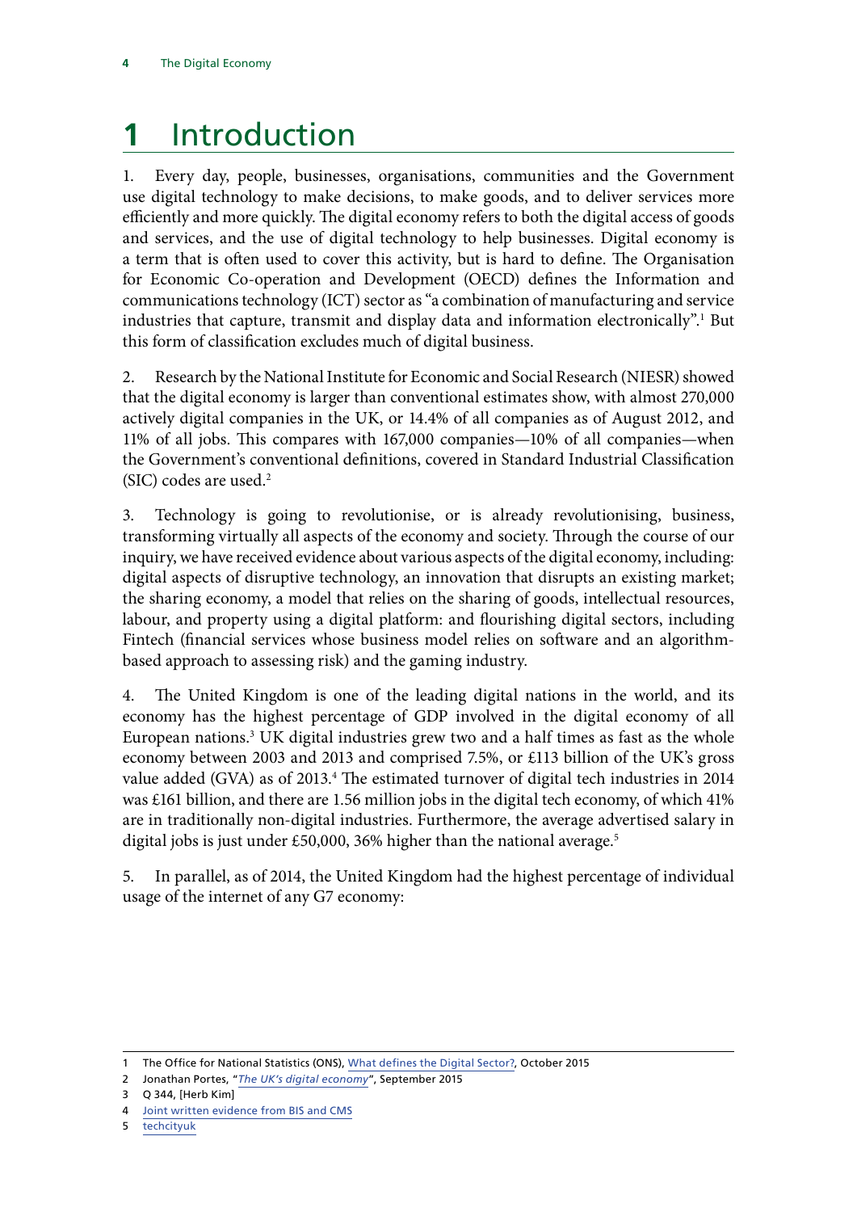# 1 Introduction

1. Every day, people, businesses, organisations, communities and the Government use digital technology to make decisions, to make goods, and to deliver services more efficiently and more quickly. The digital economy refers to both the digital access of goods and services, and the use of digital technology to help businesses. Digital economy is a term that is often used to cover this activity, but is hard to define. The Organisation for Economic Co-operation and Development (OECD) defines the Information and communications technology (ICT) sector as "a combination of manufacturing and service industries that capture, transmit and display data and information electronically".[1] But this form of classification excludes much of digital business.

2. Research by the National Institute for Economic and Social Research (NIESR) showed that the digital economy is larger than conventional estimates show, with almost 270,000 actively digital companies in the UK, or 14.4% of all companies as of August 2012, and 11% of all jobs. This compares with 167,000 companies—10% of all companies—when the Government's conventional definitions, covered in Standard Industrial Classification (SIC) codes are used.[2]

3. Technology is going to revolutionise, or is already revolutionising, business, transforming virtually all aspects of the economy and society. Through the course of our inquiry, we have received evidence about various aspects of the digital economy, including: digital aspects of disruptive technology, an innovation that disrupts an existing market; the sharing economy, a model that relies on the sharing of goods, intellectual resources, labour, and property using a digital platform: and flourishing digital sectors, including Fintech (financial services whose business model relies on software and an algorithm-based approach to assessing risk) and the gaming industry.

4. The United Kingdom is one of the leading digital nations in the world, and its economy has the highest percentage of GDP involved in the digital economy of all European nations.[3] UK digital industries grew two and a half times as fast as the whole economy between 2003 and 2013 and comprised 7.5%, or £113 billion of the UK's gross value added (GVA) as of 2013.[4] The estimated turnover of digital tech industries in 2014 was £161 billion, and there are 1.56 million jobs in the digital tech economy, of which 41% are in traditionally non-digital industries. Furthermore, the average advertised salary in digital jobs is just under £50,000, 36% higher than the national average.[5]

5. In parallel, as of 2014, the United Kingdom had the highest percentage of individual usage of the internet of any G7 economy:

---

1 The Office for National Statistics (ONS), What defines the Digital Sector?, October 2015

2 Jonathan Portes, "*The UK's digital economy*", September 2015

3 Q 344, [Herb Kim]

4 Joint written evidence from BIS and CMS

5 techcityuk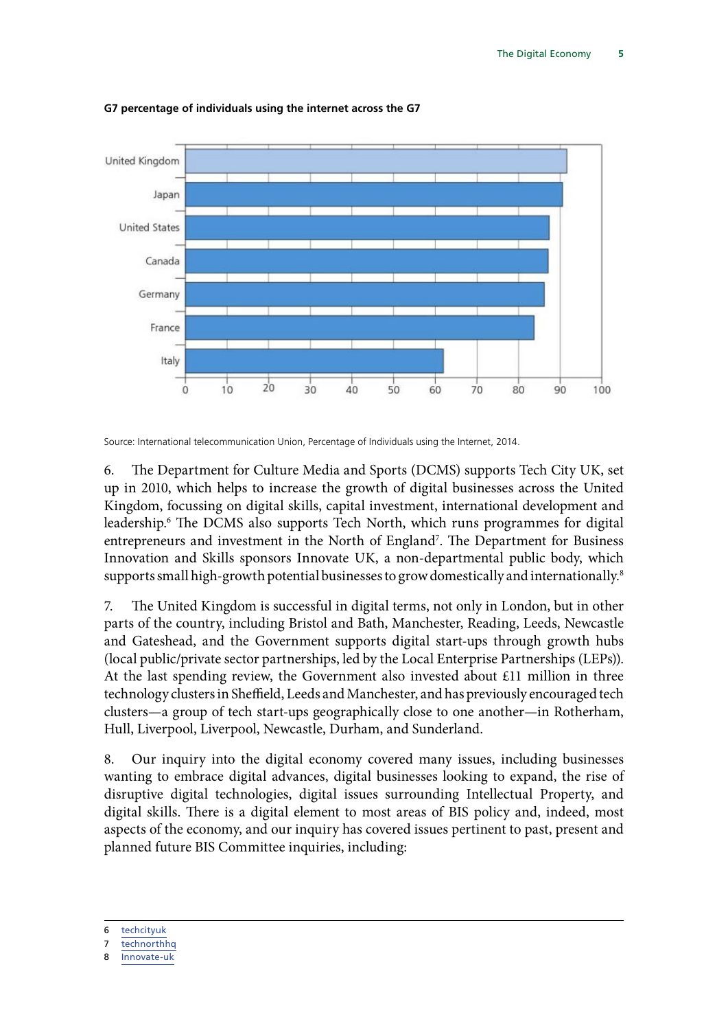**G7 percentage of individuals using the internet across the G7**

Source: International telecommunication Union, Percentage of Individuals using the Internet, 2014.

6. The Department for Culture Media and Sports (DCMS) supports Tech City UK, set up in 2010, which helps to increase the growth of digital businesses across the United Kingdom, focussing on digital skills, capital investment, international development and leadership.[6] The DCMS also supports Tech North, which runs programmes for digital entrepreneurs and investment in the North of England[7]. The Department for Business Innovation and Skills sponsors Innovate UK, a non-departmental public body, which supports small high-growth potential businesses to grow domestically and internationally.[8]

7. The United Kingdom is successful in digital terms, not only in London, but in other parts of the country, including Bristol and Bath, Manchester, Reading, Leeds, Newcastle and Gateshead, and the Government supports digital start-ups through growth hubs (local public/private sector partnerships, led by the Local Enterprise Partnerships (LEPs)). At the last spending review, the Government also invested about £11 million in three technology clusters in Sheffield, Leeds and Manchester, and has previously encouraged tech clusters—a group of tech start-ups geographically close to one another—in Rotherham, Hull, Liverpool, Liverpool, Newcastle, Durham, and Sunderland.

8. Our inquiry into the digital economy covered many issues, including businesses wanting to embrace digital advances, digital businesses looking to expand, the rise of disruptive digital technologies, digital issues surrounding Intellectual Property, and digital skills. There is a digital element to most areas of BIS policy and, indeed, most aspects of the economy, and our inquiry has covered issues pertinent to past, present and planned future BIS Committee inquiries, including:

---

6 techcityuk
7 technorthhq
8 Innovate-uk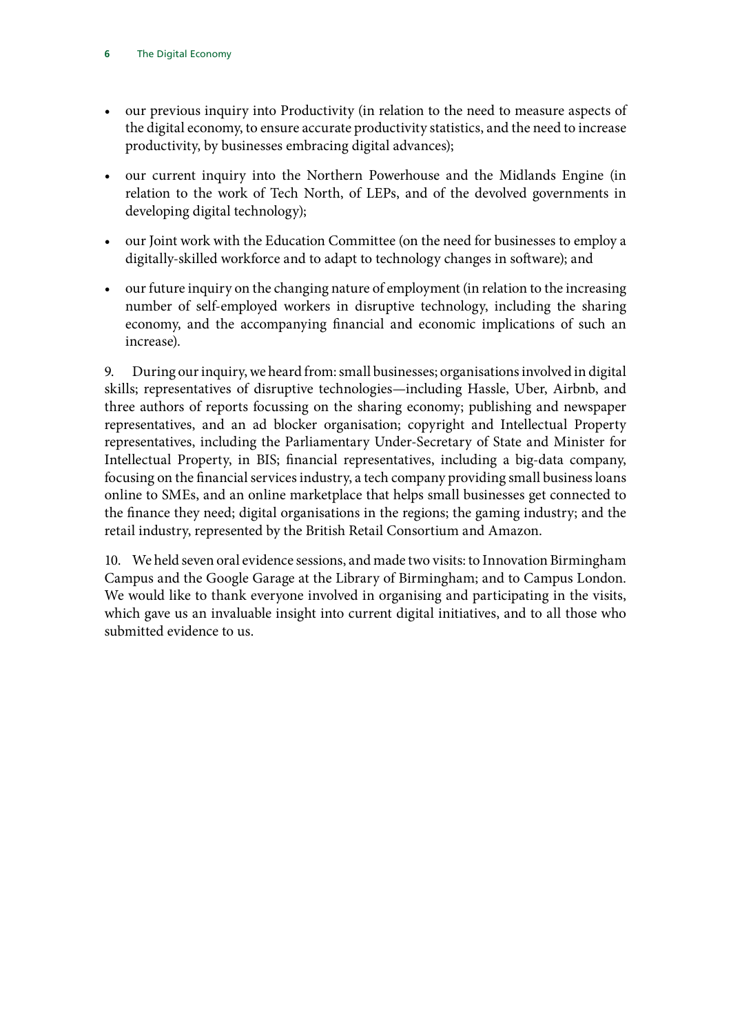- our previous inquiry into Productivity (in relation to the need to measure aspects of the digital economy, to ensure accurate productivity statistics, and the need to increase productivity, by businesses embracing digital advances);
- our current inquiry into the Northern Powerhouse and the Midlands Engine (in relation to the work of Tech North, of LEPs, and of the devolved governments in developing digital technology);
- our Joint work with the Education Committee (on the need for businesses to employ a digitally-skilled workforce and to adapt to technology changes in software); and
- our future inquiry on the changing nature of employment (in relation to the increasing number of self-employed workers in disruptive technology, including the sharing economy, and the accompanying financial and economic implications of such an increase).

9. During our inquiry, we heard from: small businesses; organisations involved in digital skills; representatives of disruptive technologies—including Hassle, Uber, Airbnb, and three authors of reports focussing on the sharing economy; publishing and newspaper representatives, and an ad blocker organisation; copyright and Intellectual Property representatives, including the Parliamentary Under-Secretary of State and Minister for Intellectual Property, in BIS; financial representatives, including a big-data company, focusing on the financial services industry, a tech company providing small business loans online to SMEs, and an online marketplace that helps small businesses get connected to the finance they need; digital organisations in the regions; the gaming industry; and the retail industry, represented by the British Retail Consortium and Amazon.

10. We held seven oral evidence sessions, and made two visits: to Innovation Birmingham Campus and the Google Garage at the Library of Birmingham; and to Campus London. We would like to thank everyone involved in organising and participating in the visits, which gave us an invaluable insight into current digital initiatives, and to all those who submitted evidence to us.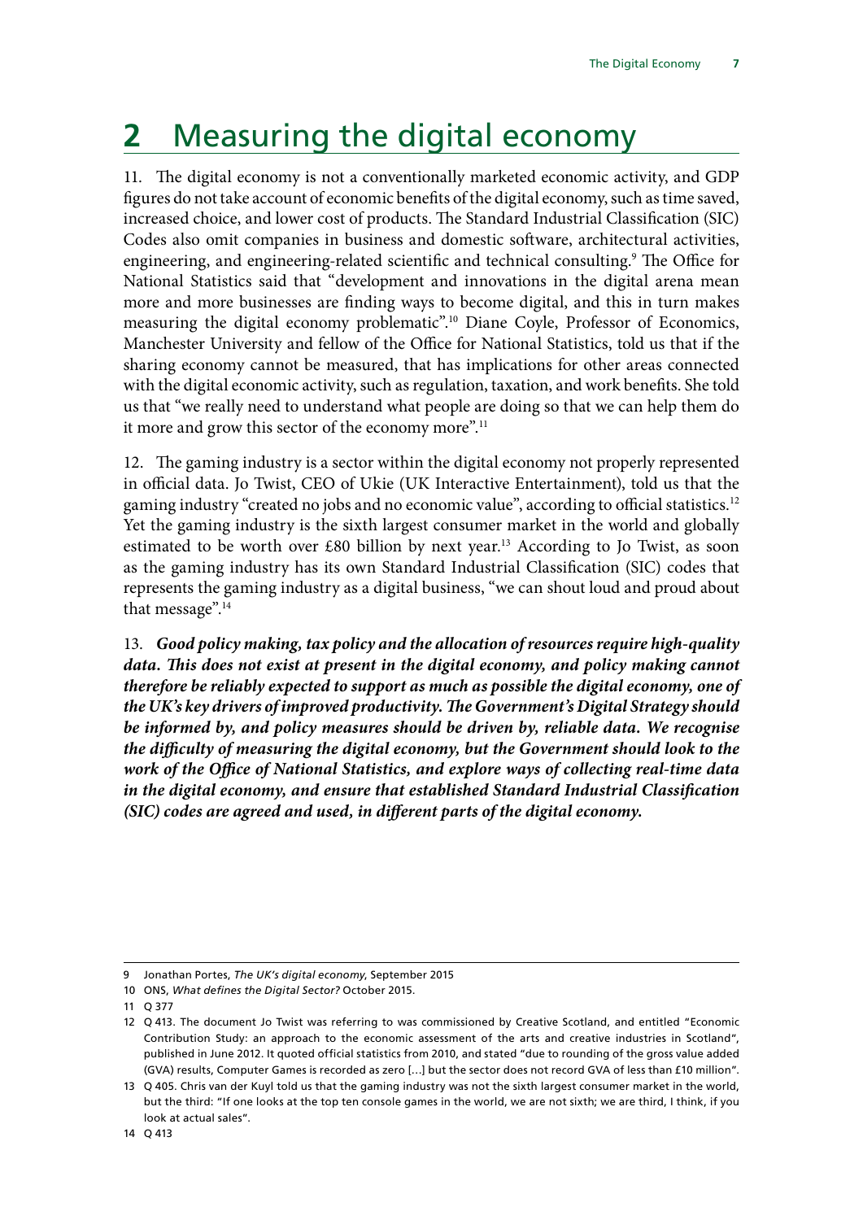# 2 Measuring the digital economy

11. The digital economy is not a conventionally marketed economic activity, and GDP figures do not take account of economic benefits of the digital economy, such as time saved, increased choice, and lower cost of products. The Standard Industrial Classification (SIC) Codes also omit companies in business and domestic software, architectural activities, engineering, and engineering-related scientific and technical consulting.[9] The Office for National Statistics said that "development and innovations in the digital arena mean more and more businesses are finding ways to become digital, and this in turn makes measuring the digital economy problematic".[10] Diane Coyle, Professor of Economics, Manchester University and fellow of the Office for National Statistics, told us that if the sharing economy cannot be measured, that has implications for other areas connected with the digital economic activity, such as regulation, taxation, and work benefits. She told us that "we really need to understand what people are doing so that we can help them do it more and grow this sector of the economy more".[11]

12. The gaming industry is a sector within the digital economy not properly represented in official data. Jo Twist, CEO of Ukie (UK Interactive Entertainment), told us that the gaming industry "created no jobs and no economic value", according to official statistics.[12] Yet the gaming industry is the sixth largest consumer market in the world and globally estimated to be worth over £80 billion by next year.[13] According to Jo Twist, as soon as the gaming industry has its own Standard Industrial Classification (SIC) codes that represents the gaming industry as a digital business, "we can shout loud and proud about that message".[14]

13. ***Good policy making, tax policy and the allocation of resources require high-quality data. This does not exist at present in the digital economy, and policy making cannot therefore be reliably expected to support as much as possible the digital economy, one of the UK's key drivers of improved productivity. The Government's Digital Strategy should be informed by, and policy measures should be driven by, reliable data. We recognise the difficulty of measuring the digital economy, but the Government should look to the work of the Office of National Statistics, and explore ways of collecting real-time data in the digital economy, and ensure that established Standard Industrial Classification (SIC) codes are agreed and used, in different parts of the digital economy.***

---

9 Jonathan Portes, *The UK's digital economy*, September 2015

10 ONS, *What defines the Digital Sector?* October 2015.

11 Q 377

12 Q 413. The document Jo Twist was referring to was commissioned by Creative Scotland, and entitled "Economic Contribution Study: an approach to the economic assessment of the arts and creative industries in Scotland", published in June 2012. It quoted official statistics from 2010, and stated "due to rounding of the gross value added (GVA) results, Computer Games is recorded as zero […] but the sector does not record GVA of less than £10 million".

13 Q 405. Chris van der Kuyl told us that the gaming industry was not the sixth largest consumer market in the world, but the third: "If one looks at the top ten console games in the world, we are not sixth; we are third, I think, if you look at actual sales".

14 Q 413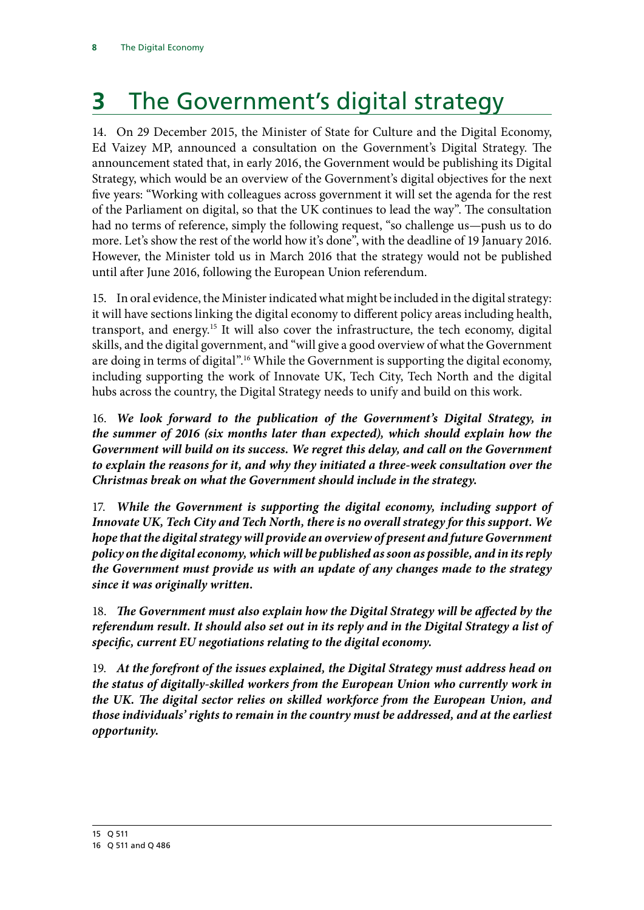# 3 The Government's digital strategy

14. On 29 December 2015, the Minister of State for Culture and the Digital Economy, Ed Vaizey MP, announced a consultation on the Government's Digital Strategy. The announcement stated that, in early 2016, the Government would be publishing its Digital Strategy, which would be an overview of the Government's digital objectives for the next five years: "Working with colleagues across government it will set the agenda for the rest of the Parliament on digital, so that the UK continues to lead the way". The consultation had no terms of reference, simply the following request, "so challenge us—push us to do more. Let's show the rest of the world how it's done", with the deadline of 19 January 2016. However, the Minister told us in March 2016 that the strategy would not be published until after June 2016, following the European Union referendum.

15. In oral evidence, the Minister indicated what might be included in the digital strategy: it will have sections linking the digital economy to different policy areas including health, transport, and energy.[15] It will also cover the infrastructure, the tech economy, digital skills, and the digital government, and "will give a good overview of what the Government are doing in terms of digital".[16] While the Government is supporting the digital economy, including supporting the work of Innovate UK, Tech City, Tech North and the digital hubs across the country, the Digital Strategy needs to unify and build on this work.

16. ***We look forward to the publication of the Government's Digital Strategy, in the summer of 2016 (six months later than expected), which should explain how the Government will build on its success. We regret this delay, and call on the Government to explain the reasons for it, and why they initiated a three-week consultation over the Christmas break on what the Government should include in the strategy.***

17. ***While the Government is supporting the digital economy, including support of Innovate UK, Tech City and Tech North, there is no overall strategy for this support. We hope that the digital strategy will provide an overview of present and future Government policy on the digital economy, which will be published as soon as possible, and in its reply the Government must provide us with an update of any changes made to the strategy since it was originally written.***

18. ***The Government must also explain how the Digital Strategy will be affected by the referendum result. It should also set out in its reply and in the Digital Strategy a list of specific, current EU negotiations relating to the digital economy.***

19. ***At the forefront of the issues explained, the Digital Strategy must address head on the status of digitally-skilled workers from the European Union who currently work in the UK. The digital sector relies on skilled workforce from the European Union, and those individuals' rights to remain in the country must be addressed, and at the earliest opportunity.***

---

15 Q 511

16 Q 511 and Q 486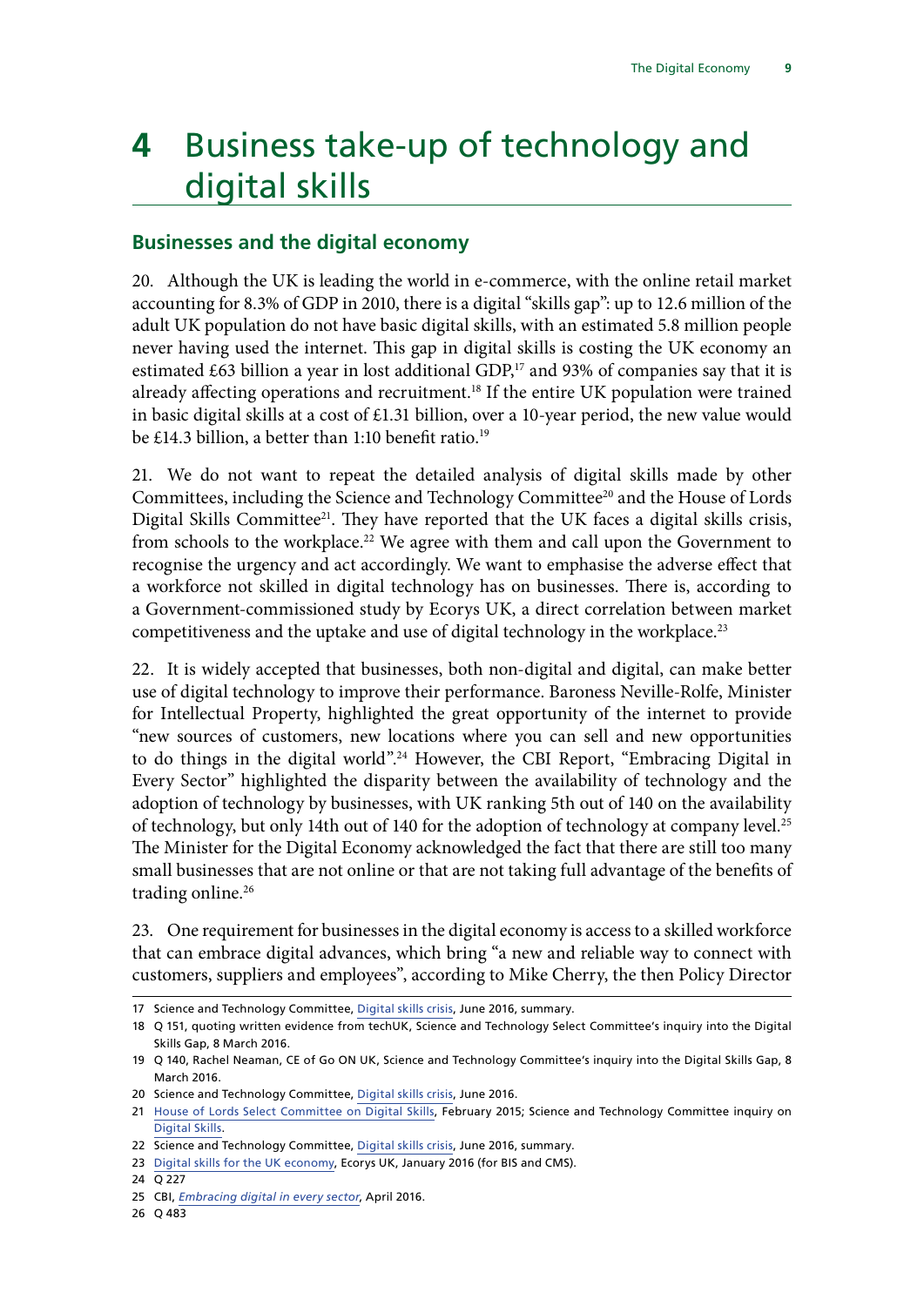# 4 Business take-up of technology and digital skills

## Businesses and the digital economy

20. Although the UK is leading the world in e-commerce, with the online retail market accounting for 8.3% of GDP in 2010, there is a digital "skills gap": up to 12.6 million of the adult UK population do not have basic digital skills, with an estimated 5.8 million people never having used the internet. This gap in digital skills is costing the UK economy an estimated £63 billion a year in lost additional GDP,[17] and 93% of companies say that it is already affecting operations and recruitment.[18] If the entire UK population were trained in basic digital skills at a cost of £1.31 billion, over a 10-year period, the new value would be £14.3 billion, a better than 1:10 benefit ratio.[19]

21. We do not want to repeat the detailed analysis of digital skills made by other Committees, including the Science and Technology Committee[20] and the House of Lords Digital Skills Committee[21]. They have reported that the UK faces a digital skills crisis, from schools to the workplace.[22] We agree with them and call upon the Government to recognise the urgency and act accordingly. We want to emphasise the adverse effect that a workforce not skilled in digital technology has on businesses. There is, according to a Government-commissioned study by Ecorys UK, a direct correlation between market competitiveness and the uptake and use of digital technology in the workplace.[23]

22. It is widely accepted that businesses, both non-digital and digital, can make better use of digital technology to improve their performance. Baroness Neville-Rolfe, Minister for Intellectual Property, highlighted the great opportunity of the internet to provide "new sources of customers, new locations where you can sell and new opportunities to do things in the digital world".[24] However, the CBI Report, "Embracing Digital in Every Sector" highlighted the disparity between the availability of technology and the adoption of technology by businesses, with UK ranking 5th out of 140 on the availability of technology, but only 14th out of 140 for the adoption of technology at company level.[25] The Minister for the Digital Economy acknowledged the fact that there are still too many small businesses that are not online or that are not taking full advantage of the benefits of trading online.[26]

23. One requirement for businesses in the digital economy is access to a skilled workforce that can embrace digital advances, which bring "a new and reliable way to connect with customers, suppliers and employees", according to Mike Cherry, the then Policy Director

---

17 Science and Technology Committee, Digital skills crisis, June 2016, summary.

18 Q 151, quoting written evidence from techUK, Science and Technology Select Committee's inquiry into the Digital Skills Gap, 8 March 2016.

19 Q 140, Rachel Neaman, CE of Go ON UK, Science and Technology Committee's inquiry into the Digital Skills Gap, 8 March 2016.

20 Science and Technology Committee, Digital skills crisis, June 2016.

21 House of Lords Select Committee on Digital Skills, February 2015; Science and Technology Committee inquiry on Digital Skills.

22 Science and Technology Committee, Digital skills crisis, June 2016, summary.

23 Digital skills for the UK economy, Ecorys UK, January 2016 (for BIS and CMS).

24 Q 227

25 CBI, *Embracing digital in every sector*, April 2016.

26 Q 483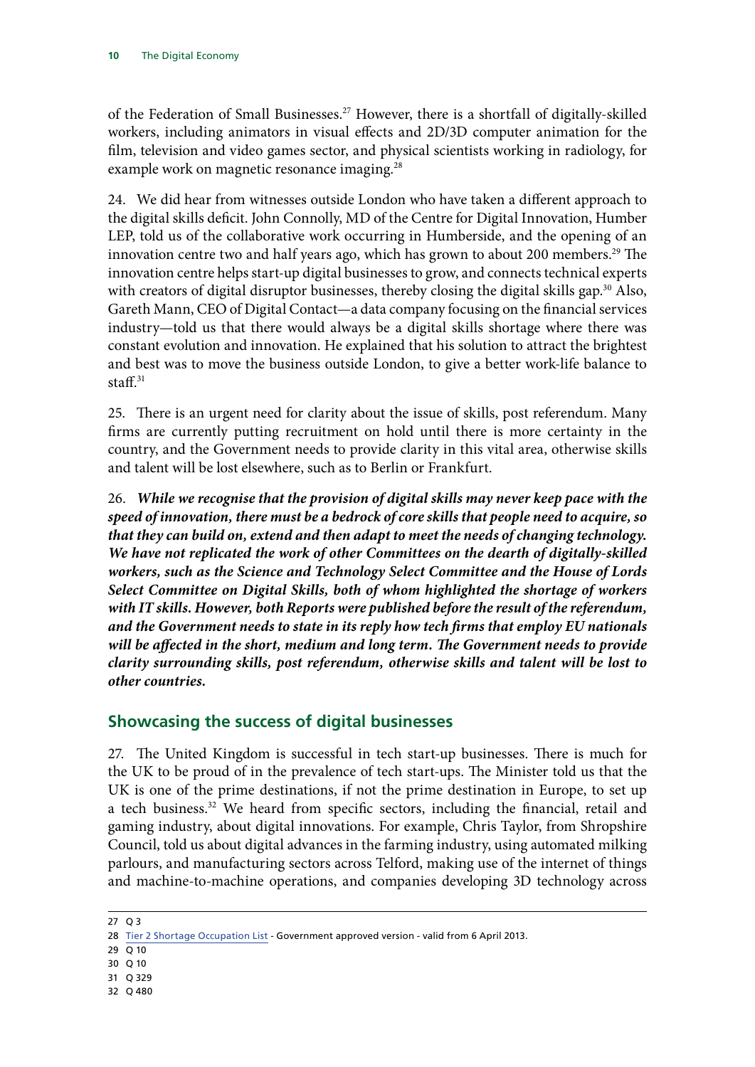of the Federation of Small Businesses.[27] However, there is a shortfall of digitally-skilled workers, including animators in visual effects and 2D/3D computer animation for the film, television and video games sector, and physical scientists working in radiology, for example work on magnetic resonance imaging.[28]

24. We did hear from witnesses outside London who have taken a different approach to the digital skills deficit. John Connolly, MD of the Centre for Digital Innovation, Humber LEP, told us of the collaborative work occurring in Humberside, and the opening of an innovation centre two and half years ago, which has grown to about 200 members.[29] The innovation centre helps start-up digital businesses to grow, and connects technical experts with creators of digital disruptor businesses, thereby closing the digital skills gap.[30] Also, Gareth Mann, CEO of Digital Contact—a data company focusing on the financial services industry—told us that there would always be a digital skills shortage where there was constant evolution and innovation. He explained that his solution to attract the brightest and best was to move the business outside London, to give a better work-life balance to staff.[31]

25. There is an urgent need for clarity about the issue of skills, post referendum. Many firms are currently putting recruitment on hold until there is more certainty in the country, and the Government needs to provide clarity in this vital area, otherwise skills and talent will be lost elsewhere, such as to Berlin or Frankfurt.

26. ***While we recognise that the provision of digital skills may never keep pace with the speed of innovation, there must be a bedrock of core skills that people need to acquire, so that they can build on, extend and then adapt to meet the needs of changing technology. We have not replicated the work of other Committees on the dearth of digitally-skilled workers, such as the Science and Technology Select Committee and the House of Lords Select Committee on Digital Skills, both of whom highlighted the shortage of workers with IT skills. However, both Reports were published before the result of the referendum, and the Government needs to state in its reply how tech firms that employ EU nationals will be affected in the short, medium and long term. The Government needs to provide clarity surrounding skills, post referendum, otherwise skills and talent will be lost to other countries.***

## Showcasing the success of digital businesses

27. The United Kingdom is successful in tech start-up businesses. There is much for the UK to be proud of in the prevalence of tech start-ups. The Minister told us that the UK is one of the prime destinations, if not the prime destination in Europe, to set up a tech business.[32] We heard from specific sectors, including the financial, retail and gaming industry, about digital innovations. For example, Chris Taylor, from Shropshire Council, told us about digital advances in the farming industry, using automated milking parlours, and manufacturing sectors across Telford, making use of the internet of things and machine-to-machine operations, and companies developing 3D technology across

27 Q 3

28 Tier 2 Shortage Occupation List - Government approved version - valid from 6 April 2013.

29 Q 10

30 Q 10

31 Q 329

32 Q 480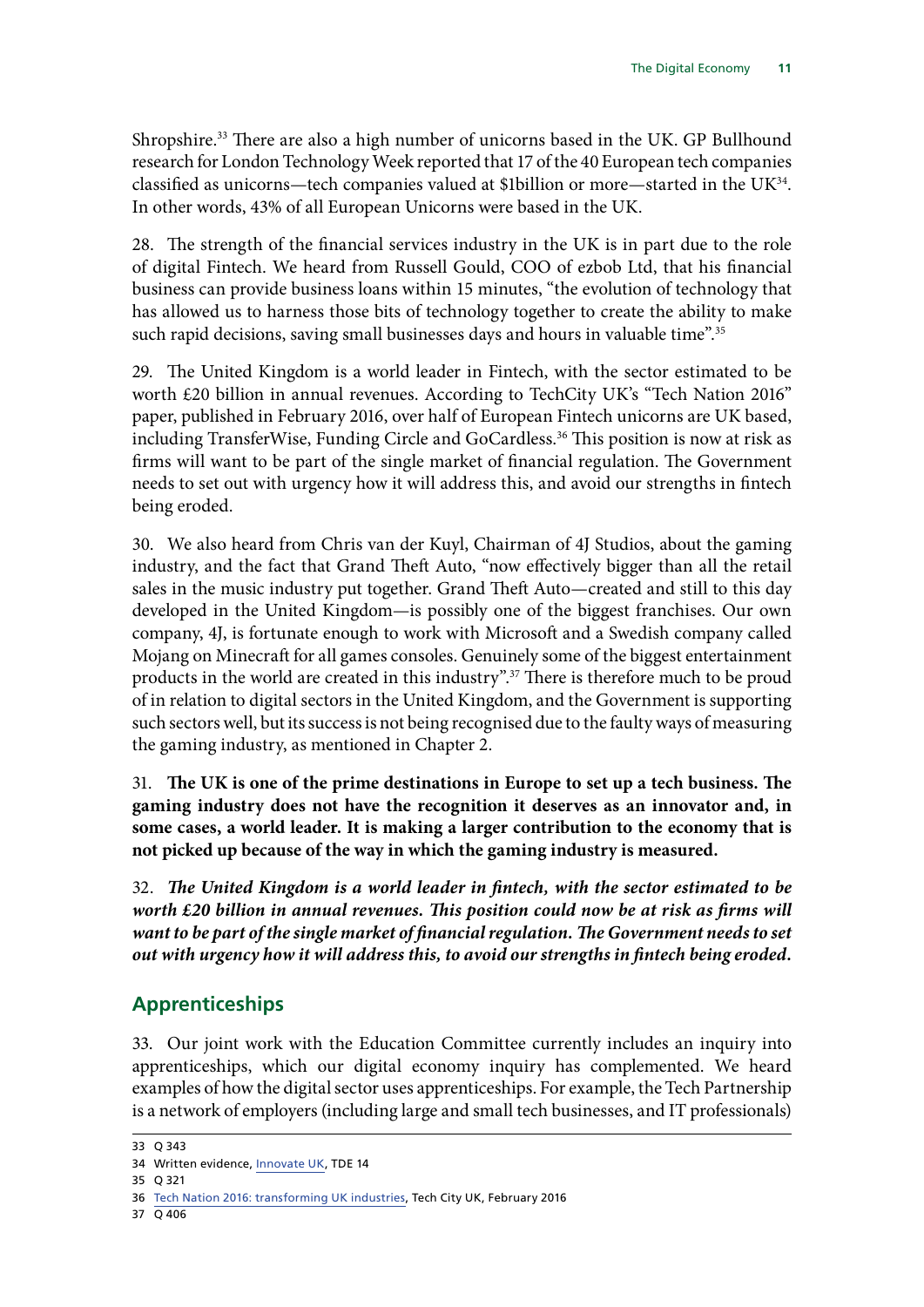Shropshire.[33] There are also a high number of unicorns based in the UK. GP Bullhound research for London Technology Week reported that 17 of the 40 European tech companies classified as unicorns—tech companies valued at $1billion or more—started in the UK[34]. In other words, 43% of all European Unicorns were based in the UK.

28. The strength of the financial services industry in the UK is in part due to the role of digital Fintech. We heard from Russell Gould, COO of ezbob Ltd, that his financial business can provide business loans within 15 minutes, "the evolution of technology that has allowed us to harness those bits of technology together to create the ability to make such rapid decisions, saving small businesses days and hours in valuable time".[35]

29. The United Kingdom is a world leader in Fintech, with the sector estimated to be worth £20 billion in annual revenues. According to TechCity UK's "Tech Nation 2016" paper, published in February 2016, over half of European Fintech unicorns are UK based, including TransferWise, Funding Circle and GoCardless.[36] This position is now at risk as firms will want to be part of the single market of financial regulation. The Government needs to set out with urgency how it will address this, and avoid our strengths in fintech being eroded.

30. We also heard from Chris van der Kuyl, Chairman of 4J Studios, about the gaming industry, and the fact that Grand Theft Auto, "now effectively bigger than all the retail sales in the music industry put together. Grand Theft Auto—created and still to this day developed in the United Kingdom—is possibly one of the biggest franchises. Our own company, 4J, is fortunate enough to work with Microsoft and a Swedish company called Mojang on Minecraft for all games consoles. Genuinely some of the biggest entertainment products in the world are created in this industry".[37] There is therefore much to be proud of in relation to digital sectors in the United Kingdom, and the Government is supporting such sectors well, but its success is not being recognised due to the faulty ways of measuring the gaming industry, as mentioned in Chapter 2.

31. **The UK is one of the prime destinations in Europe to set up a tech business. The gaming industry does not have the recognition it deserves as an innovator and, in some cases, a world leader. It is making a larger contribution to the economy that is not picked up because of the way in which the gaming industry is measured.**

32. ***The United Kingdom is a world leader in fintech, with the sector estimated to be worth £20 billion in annual revenues. This position could now be at risk as firms will want to be part of the single market of financial regulation. The Government needs to set out with urgency how it will address this, to avoid our strengths in fintech being eroded.***

## Apprenticeships

33. Our joint work with the Education Committee currently includes an inquiry into apprenticeships, which our digital economy inquiry has complemented. We heard examples of how the digital sector uses apprenticeships. For example, the Tech Partnership is a network of employers (including large and small tech businesses, and IT professionals)

---

33 Q 343

34 Written evidence, Innovate UK, TDE 14

35 Q 321

36 Tech Nation 2016: transforming UK industries, Tech City UK, February 2016

37 Q 406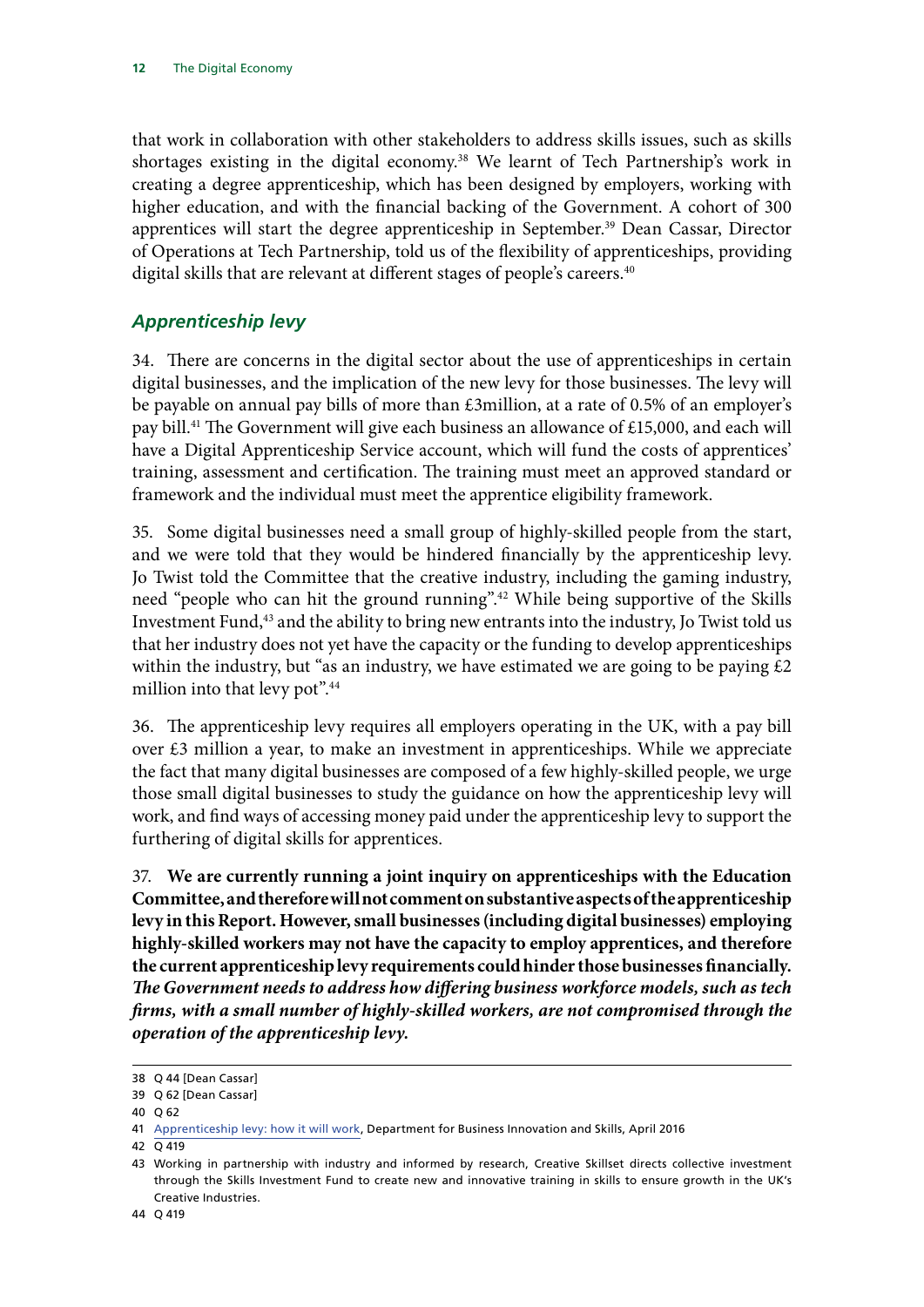that work in collaboration with other stakeholders to address skills issues, such as skills shortages existing in the digital economy.[38] We learnt of Tech Partnership's work in creating a degree apprenticeship, which has been designed by employers, working with higher education, and with the financial backing of the Government. A cohort of 300 apprentices will start the degree apprenticeship in September.[39] Dean Cassar, Director of Operations at Tech Partnership, told us of the flexibility of apprenticeships, providing digital skills that are relevant at different stages of people's careers.[40]

### *Apprenticeship levy*

34. There are concerns in the digital sector about the use of apprenticeships in certain digital businesses, and the implication of the new levy for those businesses. The levy will be payable on annual pay bills of more than £3million, at a rate of 0.5% of an employer's pay bill.[41] The Government will give each business an allowance of £15,000, and each will have a Digital Apprenticeship Service account, which will fund the costs of apprentices' training, assessment and certification. The training must meet an approved standard or framework and the individual must meet the apprentice eligibility framework.

35. Some digital businesses need a small group of highly-skilled people from the start, and we were told that they would be hindered financially by the apprenticeship levy. Jo Twist told the Committee that the creative industry, including the gaming industry, need "people who can hit the ground running".[42] While being supportive of the Skills Investment Fund,[43] and the ability to bring new entrants into the industry, Jo Twist told us that her industry does not yet have the capacity or the funding to develop apprenticeships within the industry, but "as an industry, we have estimated we are going to be paying £2 million into that levy pot".[44]

36. The apprenticeship levy requires all employers operating in the UK, with a pay bill over £3 million a year, to make an investment in apprenticeships. While we appreciate the fact that many digital businesses are composed of a few highly-skilled people, we urge those small digital businesses to study the guidance on how the apprenticeship levy will work, and find ways of accessing money paid under the apprenticeship levy to support the furthering of digital skills for apprentices.

37. **We are currently running a joint inquiry on apprenticeships with the Education Committee, and therefore will not comment on substantive aspects of the apprenticeship levy in this Report. However, small businesses (including digital businesses) employing highly-skilled workers may not have the capacity to employ apprentices, and therefore the current apprenticeship levy requirements could hinder those businesses financially.** ***The Government needs to address how differing business workforce models, such as tech firms, with a small number of highly-skilled workers, are not compromised through the operation of the apprenticeship levy.***

38 Q 44 [Dean Cassar]

39 Q 62 [Dean Cassar]

40 Q 62

41 Apprenticeship levy: how it will work, Department for Business Innovation and Skills, April 2016

42 Q 419

43 Working in partnership with industry and informed by research, Creative Skillset directs collective investment through the Skills Investment Fund to create new and innovative training in skills to ensure growth in the UK's Creative Industries.

44 Q 419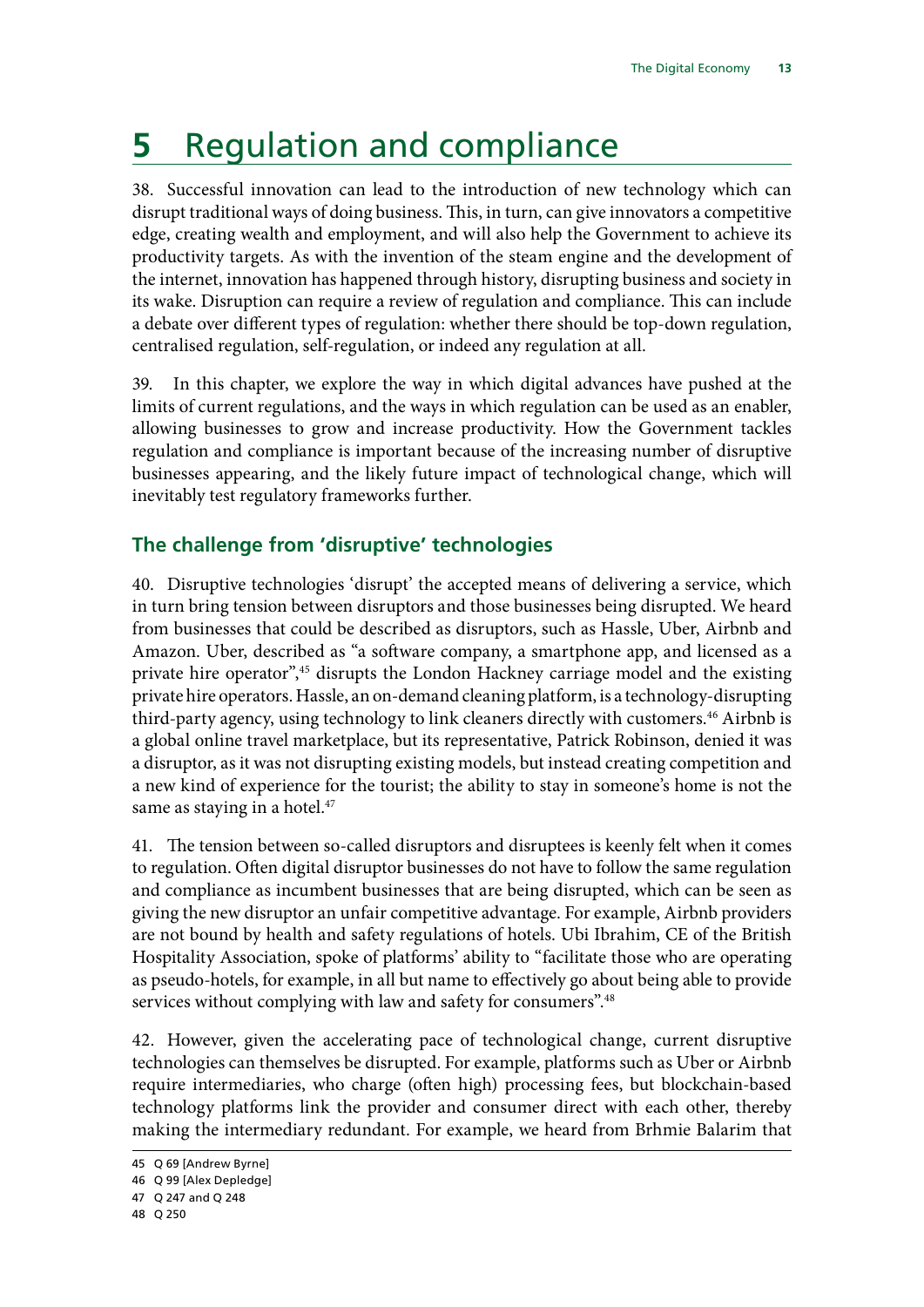# 5 Regulation and compliance

38. Successful innovation can lead to the introduction of new technology which can disrupt traditional ways of doing business. This, in turn, can give innovators a competitive edge, creating wealth and employment, and will also help the Government to achieve its productivity targets. As with the invention of the steam engine and the development of the internet, innovation has happened through history, disrupting business and society in its wake. Disruption can require a review of regulation and compliance. This can include a debate over different types of regulation: whether there should be top-down regulation, centralised regulation, self-regulation, or indeed any regulation at all.

39. In this chapter, we explore the way in which digital advances have pushed at the limits of current regulations, and the ways in which regulation can be used as an enabler, allowing businesses to grow and increase productivity. How the Government tackles regulation and compliance is important because of the increasing number of disruptive businesses appearing, and the likely future impact of technological change, which will inevitably test regulatory frameworks further.

## The challenge from 'disruptive' technologies

40. Disruptive technologies 'disrupt' the accepted means of delivering a service, which in turn bring tension between disruptors and those businesses being disrupted. We heard from businesses that could be described as disruptors, such as Hassle, Uber, Airbnb and Amazon. Uber, described as "a software company, a smartphone app, and licensed as a private hire operator",[45] disrupts the London Hackney carriage model and the existing private hire operators. Hassle, an on-demand cleaning platform, is a technology-disrupting third-party agency, using technology to link cleaners directly with customers.[46] Airbnb is a global online travel marketplace, but its representative, Patrick Robinson, denied it was a disruptor, as it was not disrupting existing models, but instead creating competition and a new kind of experience for the tourist; the ability to stay in someone's home is not the same as staying in a hotel.[47]

41. The tension between so-called disruptors and disruptees is keenly felt when it comes to regulation. Often digital disruptor businesses do not have to follow the same regulation and compliance as incumbent businesses that are being disrupted, which can be seen as giving the new disruptor an unfair competitive advantage. For example, Airbnb providers are not bound by health and safety regulations of hotels. Ubi Ibrahim, CE of the British Hospitality Association, spoke of platforms' ability to "facilitate those who are operating as pseudo-hotels, for example, in all but name to effectively go about being able to provide services without complying with law and safety for consumers".[48]

42. However, given the accelerating pace of technological change, current disruptive technologies can themselves be disrupted. For example, platforms such as Uber or Airbnb require intermediaries, who charge (often high) processing fees, but blockchain-based technology platforms link the provider and consumer direct with each other, thereby making the intermediary redundant. For example, we heard from Brhmie Balarim that

45 Q 69 [Andrew Byrne]

46 Q 99 [Alex Depledge]

47 Q 247 and Q 248

48 Q 250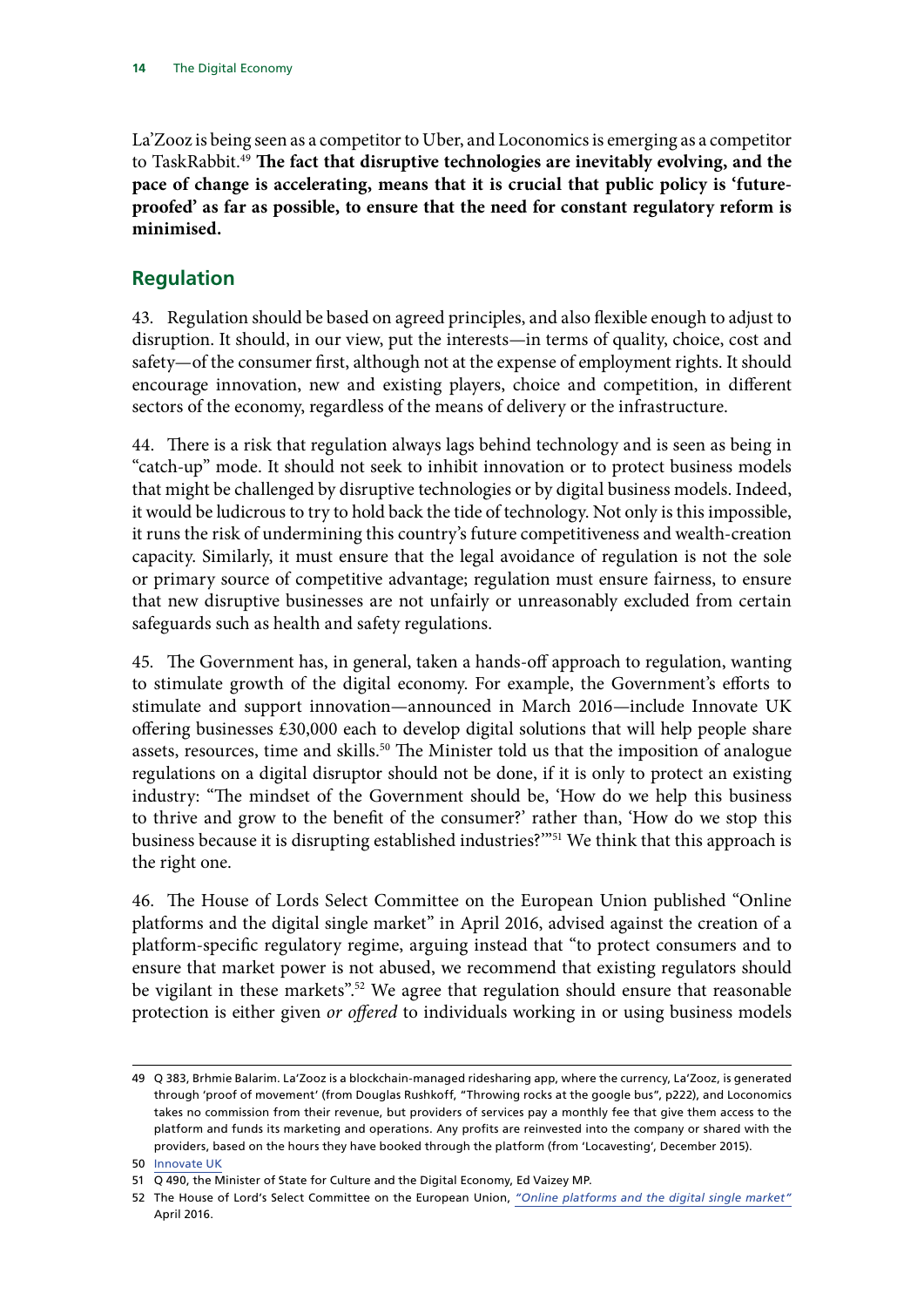La'Zooz is being seen as a competitor to Uber, and Loconomics is emerging as a competitor to TaskRabbit.[49] **The fact that disruptive technologies are inevitably evolving, and the pace of change is accelerating, means that it is crucial that public policy is 'future-proofed' as far as possible, to ensure that the need for constant regulatory reform is minimised.**

## Regulation

43. Regulation should be based on agreed principles, and also flexible enough to adjust to disruption. It should, in our view, put the interests—in terms of quality, choice, cost and safety—of the consumer first, although not at the expense of employment rights. It should encourage innovation, new and existing players, choice and competition, in different sectors of the economy, regardless of the means of delivery or the infrastructure.

44. There is a risk that regulation always lags behind technology and is seen as being in "catch-up" mode. It should not seek to inhibit innovation or to protect business models that might be challenged by disruptive technologies or by digital business models. Indeed, it would be ludicrous to try to hold back the tide of technology. Not only is this impossible, it runs the risk of undermining this country's future competitiveness and wealth-creation capacity. Similarly, it must ensure that the legal avoidance of regulation is not the sole or primary source of competitive advantage; regulation must ensure fairness, to ensure that new disruptive businesses are not unfairly or unreasonably excluded from certain safeguards such as health and safety regulations.

45. The Government has, in general, taken a hands-off approach to regulation, wanting to stimulate growth of the digital economy. For example, the Government's efforts to stimulate and support innovation—announced in March 2016—include Innovate UK offering businesses £30,000 each to develop digital solutions that will help people share assets, resources, time and skills.[50] The Minister told us that the imposition of analogue regulations on a digital disruptor should not be done, if it is only to protect an existing industry: "The mindset of the Government should be, 'How do we help this business to thrive and grow to the benefit of the consumer?' rather than, 'How do we stop this business because it is disrupting established industries?'"[51] We think that this approach is the right one.

46. The House of Lords Select Committee on the European Union published "Online platforms and the digital single market" in April 2016, advised against the creation of a platform-specific regulatory regime, arguing instead that "to protect consumers and to ensure that market power is not abused, we recommend that existing regulators should be vigilant in these markets".[52] We agree that regulation should ensure that reasonable protection is either given *or offered* to individuals working in or using business models

---

49 Q 383, Brhmie Balarim. La'Zooz is a blockchain-managed ridesharing app, where the currency, La'Zooz, is generated through 'proof of movement' (from Douglas Rushkoff, "Throwing rocks at the google bus", p222), and Loconomics takes no commission from their revenue, but providers of services pay a monthly fee that give them access to the platform and funds its marketing and operations. Any profits are reinvested into the company or shared with the providers, based on the hours they have booked through the platform (from 'Locavesting', December 2015).

50 Innovate UK

51 Q 490, the Minister of State for Culture and the Digital Economy, Ed Vaizey MP.

52 The House of Lord's Select Committee on the European Union, *"Online platforms and the digital single market"* April 2016.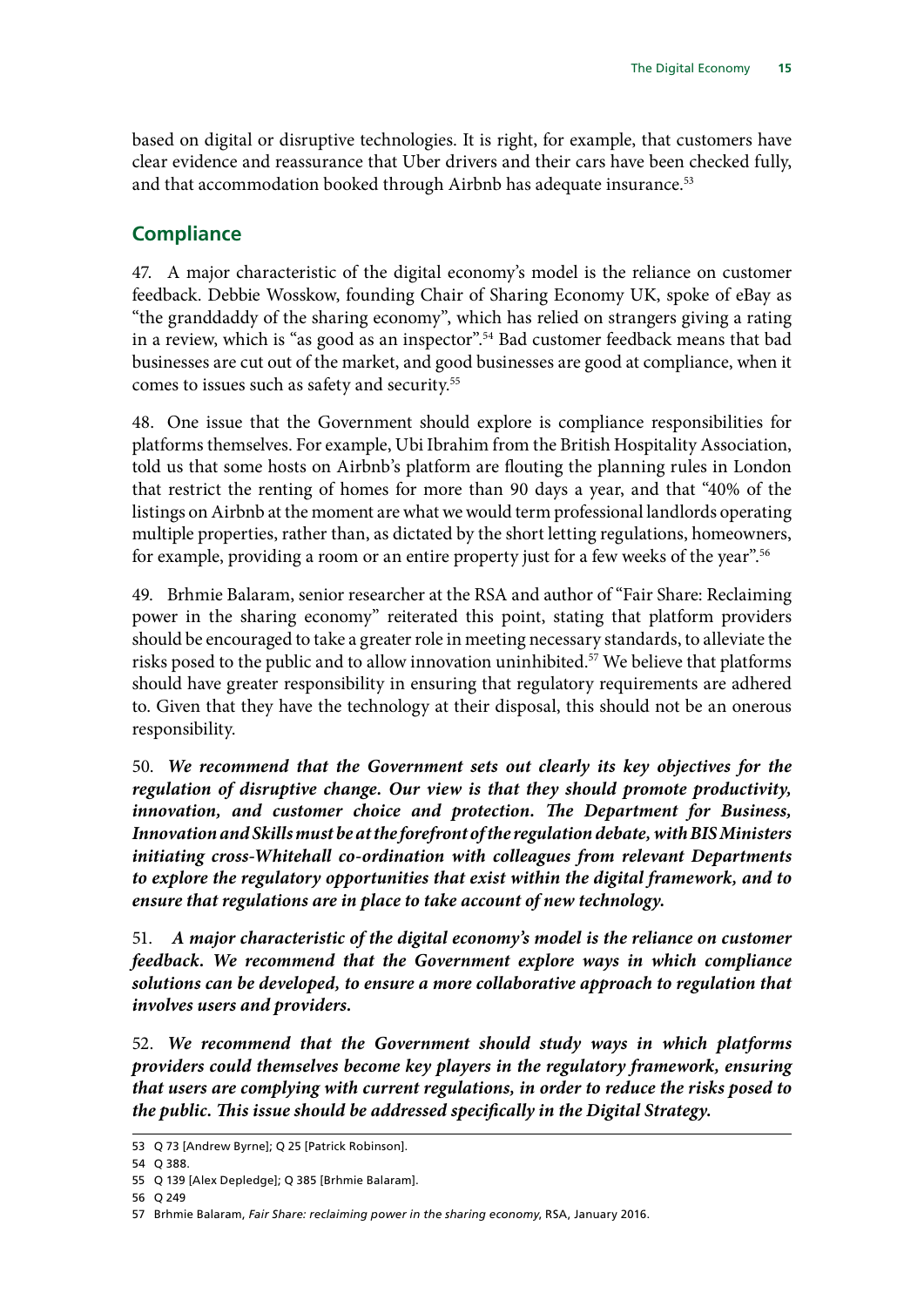based on digital or disruptive technologies. It is right, for example, that customers have clear evidence and reassurance that Uber drivers and their cars have been checked fully, and that accommodation booked through Airbnb has adequate insurance.[53]

## Compliance

47. A major characteristic of the digital economy's model is the reliance on customer feedback. Debbie Wosskow, founding Chair of Sharing Economy UK, spoke of eBay as "the granddaddy of the sharing economy", which has relied on strangers giving a rating in a review, which is "as good as an inspector".[54] Bad customer feedback means that bad businesses are cut out of the market, and good businesses are good at compliance, when it comes to issues such as safety and security.[55]

48. One issue that the Government should explore is compliance responsibilities for platforms themselves. For example, Ubi Ibrahim from the British Hospitality Association, told us that some hosts on Airbnb's platform are flouting the planning rules in London that restrict the renting of homes for more than 90 days a year, and that "40% of the listings on Airbnb at the moment are what we would term professional landlords operating multiple properties, rather than, as dictated by the short letting regulations, homeowners, for example, providing a room or an entire property just for a few weeks of the year".[56]

49. Brhmie Balaram, senior researcher at the RSA and author of "Fair Share: Reclaiming power in the sharing economy" reiterated this point, stating that platform providers should be encouraged to take a greater role in meeting necessary standards, to alleviate the risks posed to the public and to allow innovation uninhibited.[57] We believe that platforms should have greater responsibility in ensuring that regulatory requirements are adhered to. Given that they have the technology at their disposal, this should not be an onerous responsibility.

50. ***We recommend that the Government sets out clearly its key objectives for the regulation of disruptive change. Our view is that they should promote productivity, innovation, and customer choice and protection. The Department for Business, Innovation and Skills must be at the forefront of the regulation debate, with BIS Ministers initiating cross-Whitehall co-ordination with colleagues from relevant Departments to explore the regulatory opportunities that exist within the digital framework, and to ensure that regulations are in place to take account of new technology.***

51. ***A major characteristic of the digital economy's model is the reliance on customer feedback. We recommend that the Government explore ways in which compliance solutions can be developed, to ensure a more collaborative approach to regulation that involves users and providers.***

52. ***We recommend that the Government should study ways in which platforms providers could themselves become key players in the regulatory framework, ensuring that users are complying with current regulations, in order to reduce the risks posed to the public. This issue should be addressed specifically in the Digital Strategy.***

---

53 Q 73 [Andrew Byrne]; Q 25 [Patrick Robinson].

54 Q 388.

55 Q 139 [Alex Depledge]; Q 385 [Brhmie Balaram].

56 Q 249

57 Brhmie Balaram, *Fair Share: reclaiming power in the sharing economy*, RSA, January 2016.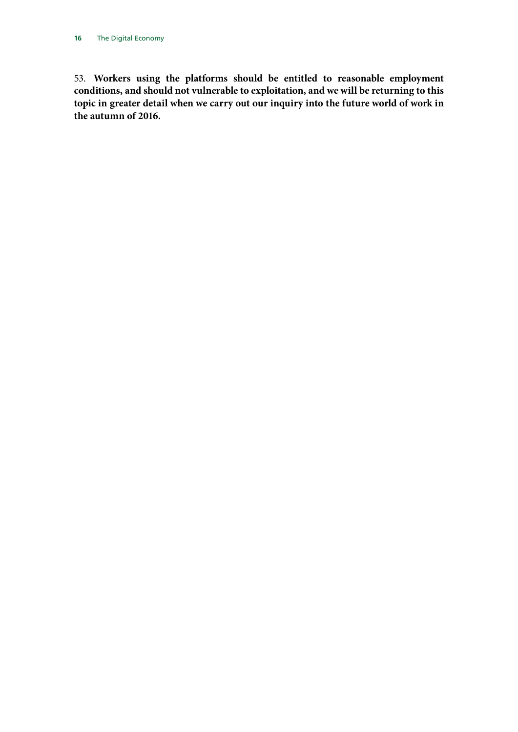53. **Workers using the platforms should be entitled to reasonable employment conditions, and should not vulnerable to exploitation, and we will be returning to this topic in greater detail when we carry out our inquiry into the future world of work in the autumn of 2016.**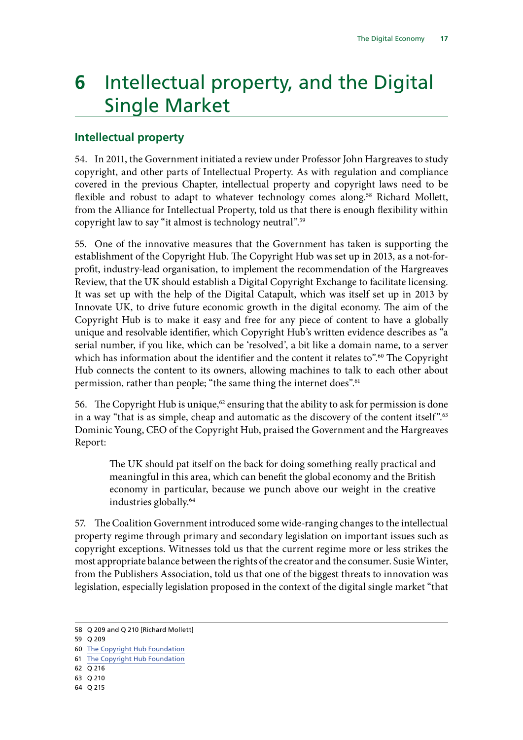# 6 Intellectual property, and the Digital Single Market

## Intellectual property

54. In 2011, the Government initiated a review under Professor John Hargreaves to study copyright, and other parts of Intellectual Property. As with regulation and compliance covered in the previous Chapter, intellectual property and copyright laws need to be flexible and robust to adapt to whatever technology comes along.[58] Richard Mollett, from the Alliance for Intellectual Property, told us that there is enough flexibility within copyright law to say "it almost is technology neutral".[59]

55. One of the innovative measures that the Government has taken is supporting the establishment of the Copyright Hub. The Copyright Hub was set up in 2013, as a not-for-profit, industry-lead organisation, to implement the recommendation of the Hargreaves Review, that the UK should establish a Digital Copyright Exchange to facilitate licensing. It was set up with the help of the Digital Catapult, which was itself set up in 2013 by Innovate UK, to drive future economic growth in the digital economy. The aim of the Copyright Hub is to make it easy and free for any piece of content to have a globally unique and resolvable identifier, which Copyright Hub's written evidence describes as "a serial number, if you like, which can be 'resolved', a bit like a domain name, to a server which has information about the identifier and the content it relates to".[60] The Copyright Hub connects the content to its owners, allowing machines to talk to each other about permission, rather than people; "the same thing the internet does".[61]

56. The Copyright Hub is unique,[62] ensuring that the ability to ask for permission is done in a way "that is as simple, cheap and automatic as the discovery of the content itself".[63] Dominic Young, CEO of the Copyright Hub, praised the Government and the Hargreaves Report:

> The UK should pat itself on the back for doing something really practical and meaningful in this area, which can benefit the global economy and the British economy in particular, because we punch above our weight in the creative industries globally.[64]

57. The Coalition Government introduced some wide-ranging changes to the intellectual property regime through primary and secondary legislation on important issues such as copyright exceptions. Witnesses told us that the current regime more or less strikes the most appropriate balance between the rights of the creator and the consumer. Susie Winter, from the Publishers Association, told us that one of the biggest threats to innovation was legislation, especially legislation proposed in the context of the digital single market "that

58 Q 209 and Q 210 [Richard Mollett]

59 Q 209

60 The Copyright Hub Foundation

61 The Copyright Hub Foundation

62 Q 216

63 Q 210

64 Q 215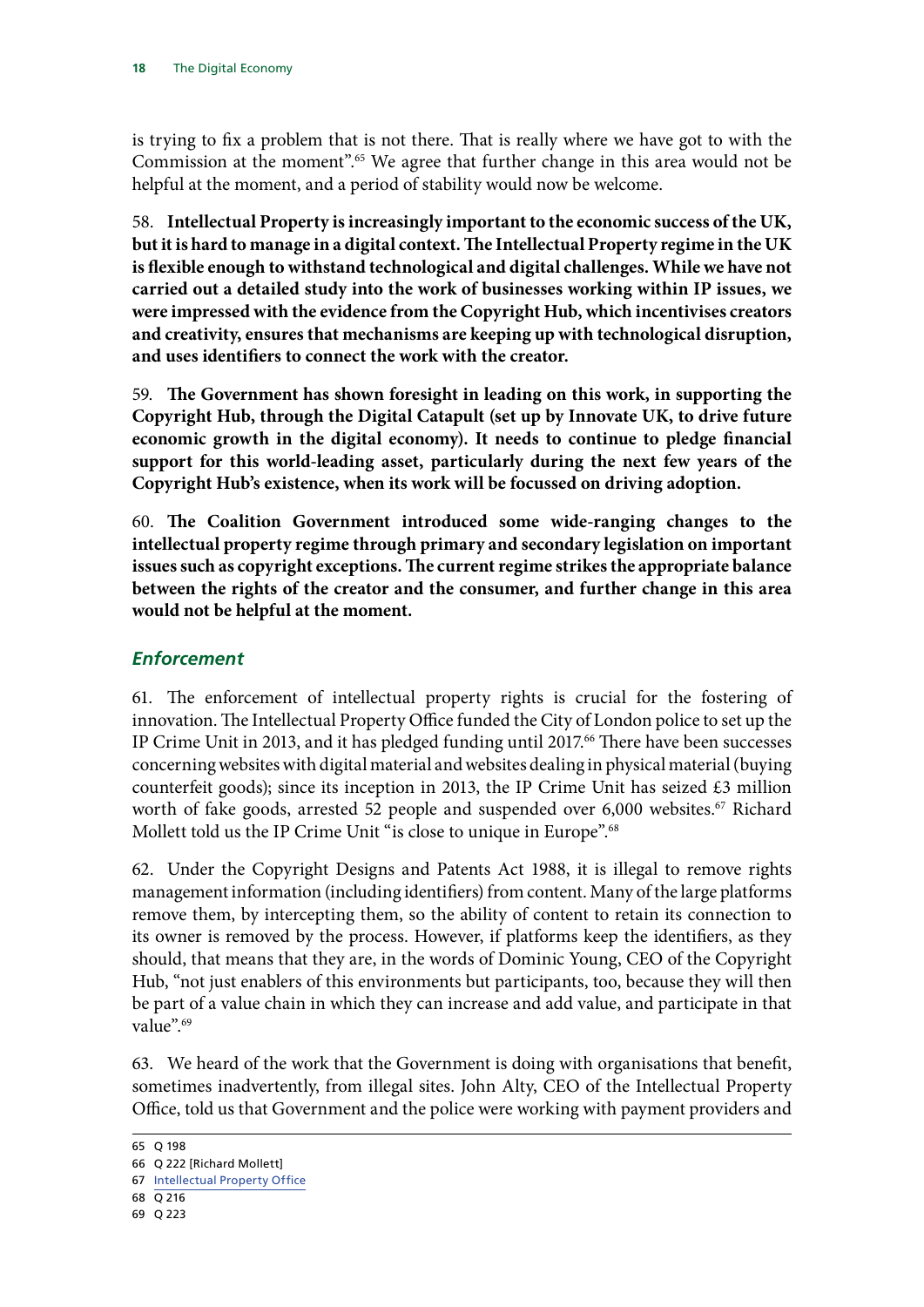is trying to fix a problem that is not there. That is really where we have got to with the Commission at the moment".[65] We agree that further change in this area would not be helpful at the moment, and a period of stability would now be welcome.

58. **Intellectual Property is increasingly important to the economic success of the UK, but it is hard to manage in a digital context. The Intellectual Property regime in the UK is flexible enough to withstand technological and digital challenges. While we have not carried out a detailed study into the work of businesses working within IP issues, we were impressed with the evidence from the Copyright Hub, which incentivises creators and creativity, ensures that mechanisms are keeping up with technological disruption, and uses identifiers to connect the work with the creator.**

59. **The Government has shown foresight in leading on this work, in supporting the Copyright Hub, through the Digital Catapult (set up by Innovate UK, to drive future economic growth in the digital economy). It needs to continue to pledge financial support for this world-leading asset, particularly during the next few years of the Copyright Hub's existence, when its work will be focussed on driving adoption.**

60. **The Coalition Government introduced some wide-ranging changes to the intellectual property regime through primary and secondary legislation on important issues such as copyright exceptions. The current regime strikes the appropriate balance between the rights of the creator and the consumer, and further change in this area would not be helpful at the moment.**

### *Enforcement*

61. The enforcement of intellectual property rights is crucial for the fostering of innovation. The Intellectual Property Office funded the City of London police to set up the IP Crime Unit in 2013, and it has pledged funding until 2017.[66] There have been successes concerning websites with digital material and websites dealing in physical material (buying counterfeit goods); since its inception in 2013, the IP Crime Unit has seized £3 million worth of fake goods, arrested 52 people and suspended over 6,000 websites.[67] Richard Mollett told us the IP Crime Unit "is close to unique in Europe".[68]

62. Under the Copyright Designs and Patents Act 1988, it is illegal to remove rights management information (including identifiers) from content. Many of the large platforms remove them, by intercepting them, so the ability of content to retain its connection to its owner is removed by the process. However, if platforms keep the identifiers, as they should, that means that they are, in the words of Dominic Young, CEO of the Copyright Hub, "not just enablers of this environments but participants, too, because they will then be part of a value chain in which they can increase and add value, and participate in that value".[69]

63. We heard of the work that the Government is doing with organisations that benefit, sometimes inadvertently, from illegal sites. John Alty, CEO of the Intellectual Property Office, told us that Government and the police were working with payment providers and

65 Q 198
66 Q 222 [Richard Mollett]
67 Intellectual Property Office
68 Q 216
69 Q 223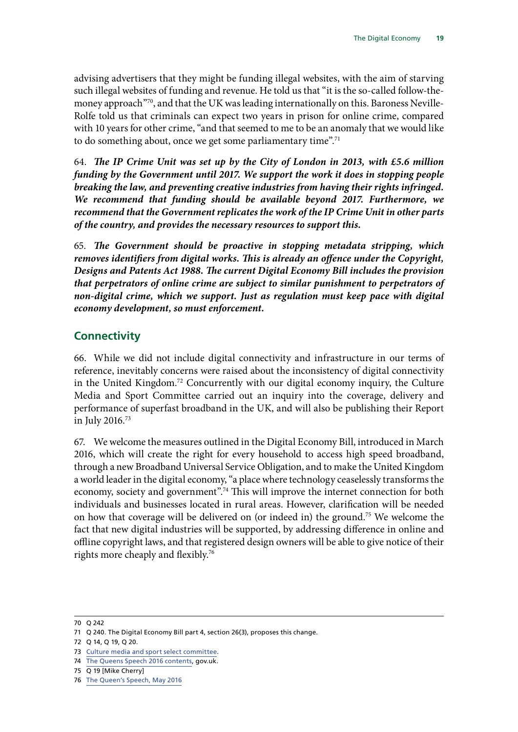advising advertisers that they might be funding illegal websites, with the aim of starving such illegal websites of funding and revenue. He told us that "it is the so-called follow-the-money approach"[70], and that the UK was leading internationally on this. Baroness Neville-Rolfe told us that criminals can expect two years in prison for online crime, compared with 10 years for other crime, "and that seemed to me to be an anomaly that we would like to do something about, once we get some parliamentary time".[71]

64. ***The IP Crime Unit was set up by the City of London in 2013, with £5.6 million funding by the Government until 2017. We support the work it does in stopping people breaking the law, and preventing creative industries from having their rights infringed. We recommend that funding should be available beyond 2017. Furthermore, we recommend that the Government replicates the work of the IP Crime Unit in other parts of the country, and provides the necessary resources to support this.***

65. ***The Government should be proactive in stopping metadata stripping, which removes identifiers from digital works. This is already an offence under the Copyright, Designs and Patents Act 1988. The current Digital Economy Bill includes the provision that perpetrators of online crime are subject to similar punishment to perpetrators of non-digital crime, which we support. Just as regulation must keep pace with digital economy development, so must enforcement.***

## Connectivity

66. While we did not include digital connectivity and infrastructure in our terms of reference, inevitably concerns were raised about the inconsistency of digital connectivity in the United Kingdom.[72] Concurrently with our digital economy inquiry, the Culture Media and Sport Committee carried out an inquiry into the coverage, delivery and performance of superfast broadband in the UK, and will also be publishing their Report in July 2016.[73]

67. We welcome the measures outlined in the Digital Economy Bill, introduced in March 2016, which will create the right for every household to access high speed broadband, through a new Broadband Universal Service Obligation, and to make the United Kingdom a world leader in the digital economy, "a place where technology ceaselessly transforms the economy, society and government".[74] This will improve the internet connection for both individuals and businesses located in rural areas. However, clarification will be needed on how that coverage will be delivered on (or indeed in) the ground.[75] We welcome the fact that new digital industries will be supported, by addressing difference in online and offline copyright laws, and that registered design owners will be able to give notice of their rights more cheaply and flexibly.[76]

---

70 Q 242

71 Q 240. The Digital Economy Bill part 4, section 26(3), proposes this change.

72 Q 14, Q 19, Q 20.

73 Culture media and sport select committee.

74 The Queens Speech 2016 contents, gov.uk.

75 Q 19 [Mike Cherry]

76 The Queen's Speech, May 2016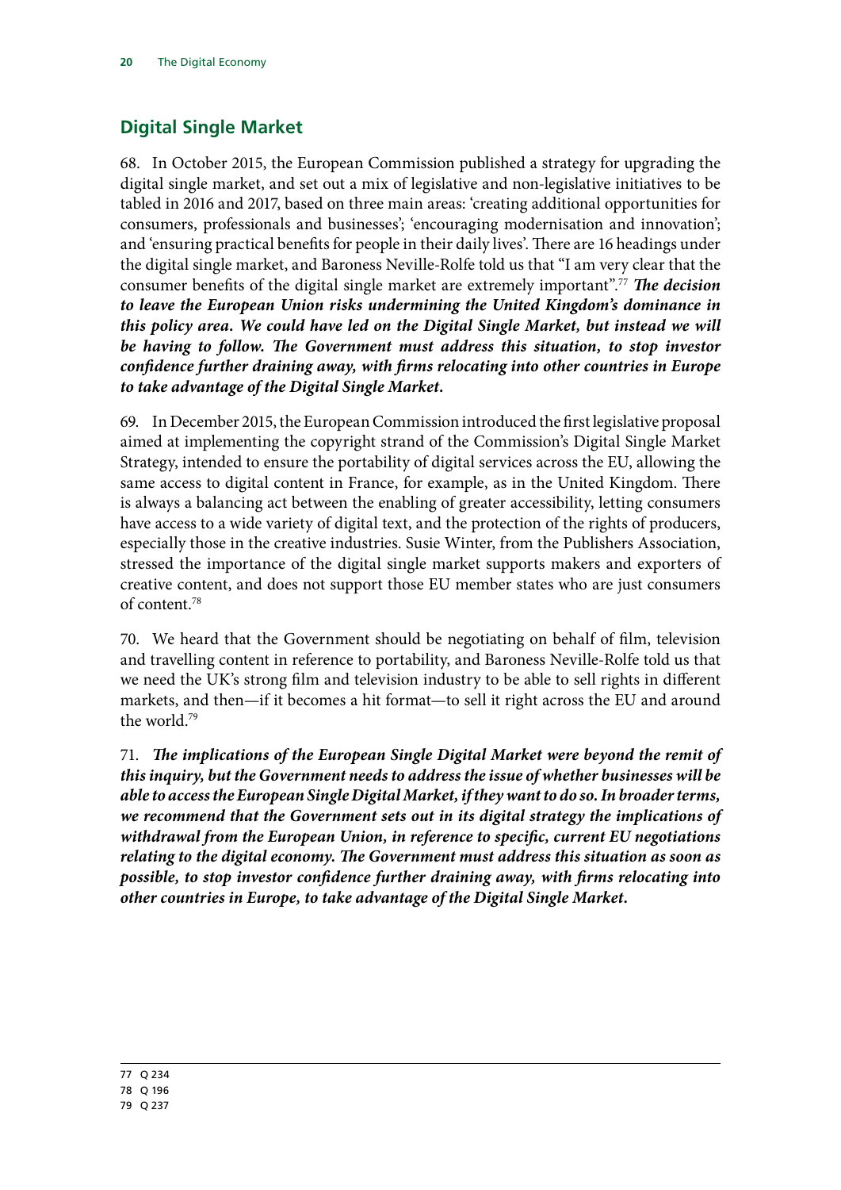## Digital Single Market

68. In October 2015, the European Commission published a strategy for upgrading the digital single market, and set out a mix of legislative and non-legislative initiatives to be tabled in 2016 and 2017, based on three main areas: 'creating additional opportunities for consumers, professionals and businesses'; 'encouraging modernisation and innovation'; and 'ensuring practical benefits for people in their daily lives'. There are 16 headings under the digital single market, and Baroness Neville-Rolfe told us that "I am very clear that the consumer benefits of the digital single market are extremely important".[77] ***The decision to leave the European Union risks undermining the United Kingdom's dominance in this policy area. We could have led on the Digital Single Market, but instead we will be having to follow. The Government must address this situation, to stop investor confidence further draining away, with firms relocating into other countries in Europe to take advantage of the Digital Single Market.***

69. In December 2015, the European Commission introduced the first legislative proposal aimed at implementing the copyright strand of the Commission's Digital Single Market Strategy, intended to ensure the portability of digital services across the EU, allowing the same access to digital content in France, for example, as in the United Kingdom. There is always a balancing act between the enabling of greater accessibility, letting consumers have access to a wide variety of digital text, and the protection of the rights of producers, especially those in the creative industries. Susie Winter, from the Publishers Association, stressed the importance of the digital single market supports makers and exporters of creative content, and does not support those EU member states who are just consumers of content.[78]

70. We heard that the Government should be negotiating on behalf of film, television and travelling content in reference to portability, and Baroness Neville-Rolfe told us that we need the UK's strong film and television industry to be able to sell rights in different markets, and then—if it becomes a hit format—to sell it right across the EU and around the world.[79]

71. ***The implications of the European Single Digital Market were beyond the remit of this inquiry, but the Government needs to address the issue of whether businesses will be able to access the European Single Digital Market, if they want to do so. In broader terms, we recommend that the Government sets out in its digital strategy the implications of withdrawal from the European Union, in reference to specific, current EU negotiations relating to the digital economy. The Government must address this situation as soon as possible, to stop investor confidence further draining away, with firms relocating into other countries in Europe, to take advantage of the Digital Single Market.***

---

77 Q 234

78 Q 196

79 Q 237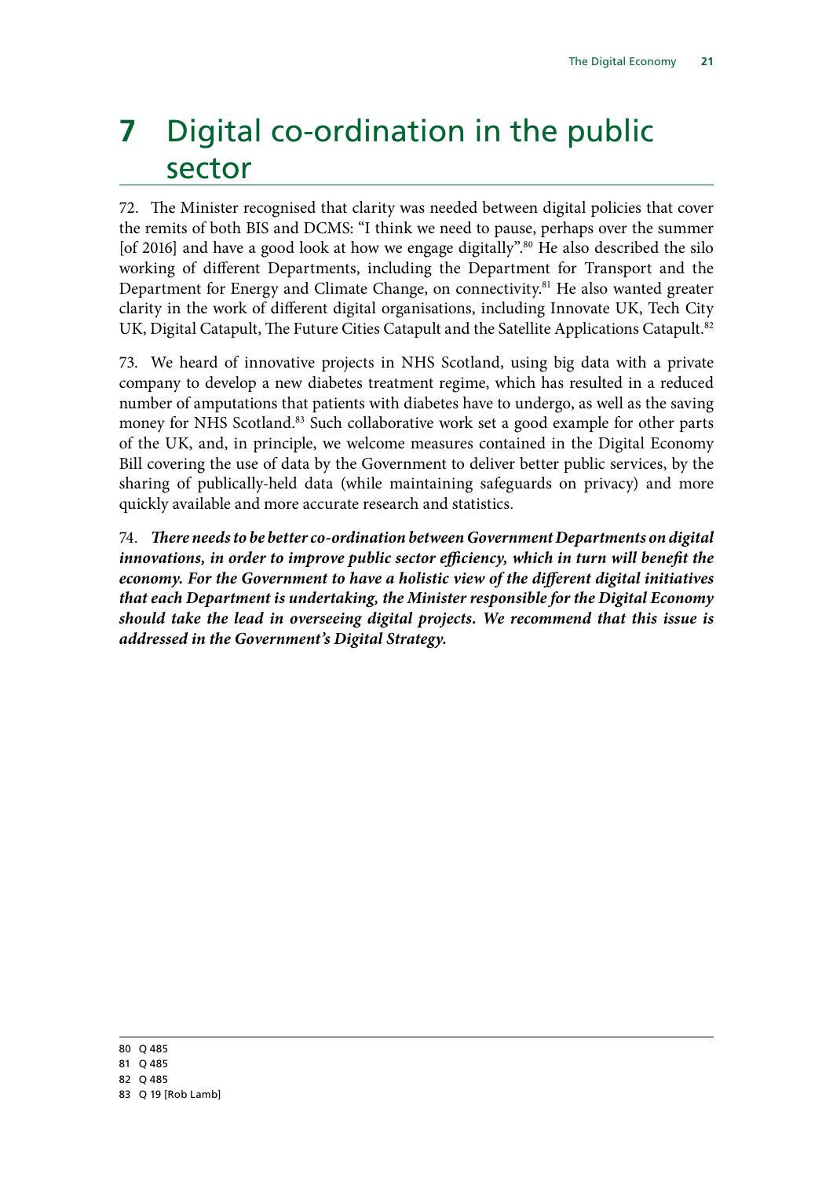# 7 Digital co-ordination in the public sector

72. The Minister recognised that clarity was needed between digital policies that cover the remits of both BIS and DCMS: "I think we need to pause, perhaps over the summer [of 2016] and have a good look at how we engage digitally".[80] He also described the silo working of different Departments, including the Department for Transport and the Department for Energy and Climate Change, on connectivity.[81] He also wanted greater clarity in the work of different digital organisations, including Innovate UK, Tech City UK, Digital Catapult, The Future Cities Catapult and the Satellite Applications Catapult.[82]

73. We heard of innovative projects in NHS Scotland, using big data with a private company to develop a new diabetes treatment regime, which has resulted in a reduced number of amputations that patients with diabetes have to undergo, as well as the saving money for NHS Scotland.[83] Such collaborative work set a good example for other parts of the UK, and, in principle, we welcome measures contained in the Digital Economy Bill covering the use of data by the Government to deliver better public services, by the sharing of publically-held data (while maintaining safeguards on privacy) and more quickly available and more accurate research and statistics.

74. ***There needs to be better co-ordination between Government Departments on digital innovations, in order to improve public sector efficiency, which in turn will benefit the economy. For the Government to have a holistic view of the different digital initiatives that each Department is undertaking, the Minister responsible for the Digital Economy should take the lead in overseeing digital projects. We recommend that this issue is addressed in the Government's Digital Strategy.***

80 Q 485
81 Q 485
82 Q 485
83 Q 19 [Rob Lamb]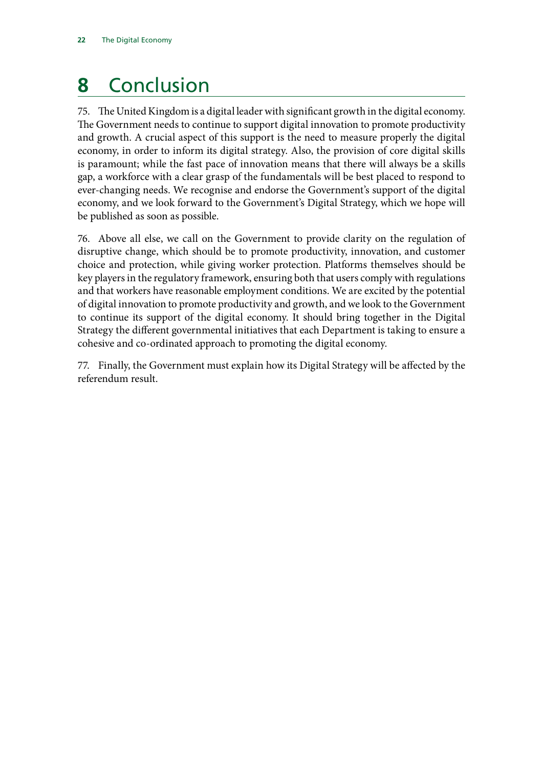# 8 Conclusion

75. The United Kingdom is a digital leader with significant growth in the digital economy. The Government needs to continue to support digital innovation to promote productivity and growth. A crucial aspect of this support is the need to measure properly the digital economy, in order to inform its digital strategy. Also, the provision of core digital skills is paramount; while the fast pace of innovation means that there will always be a skills gap, a workforce with a clear grasp of the fundamentals will be best placed to respond to ever-changing needs. We recognise and endorse the Government's support of the digital economy, and we look forward to the Government's Digital Strategy, which we hope will be published as soon as possible.

76. Above all else, we call on the Government to provide clarity on the regulation of disruptive change, which should be to promote productivity, innovation, and customer choice and protection, while giving worker protection. Platforms themselves should be key players in the regulatory framework, ensuring both that users comply with regulations and that workers have reasonable employment conditions. We are excited by the potential of digital innovation to promote productivity and growth, and we look to the Government to continue its support of the digital economy. It should bring together in the Digital Strategy the different governmental initiatives that each Department is taking to ensure a cohesive and co-ordinated approach to promoting the digital economy.

77. Finally, the Government must explain how its Digital Strategy will be affected by the referendum result.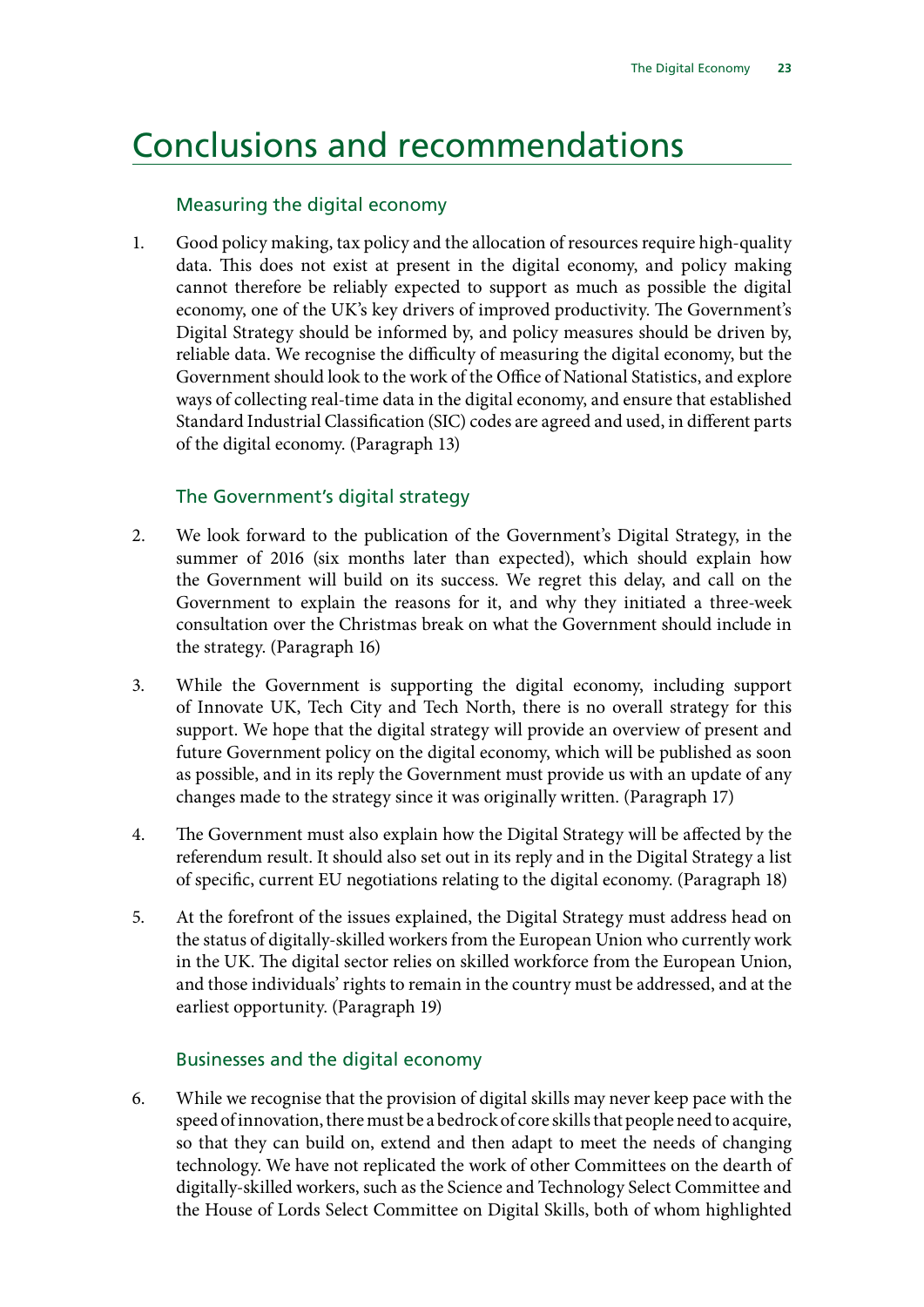# Conclusions and recommendations

## Measuring the digital economy

1. Good policy making, tax policy and the allocation of resources require high-quality data. This does not exist at present in the digital economy, and policy making cannot therefore be reliably expected to support as much as possible the digital economy, one of the UK's key drivers of improved productivity. The Government's Digital Strategy should be informed by, and policy measures should be driven by, reliable data. We recognise the difficulty of measuring the digital economy, but the Government should look to the work of the Office of National Statistics, and explore ways of collecting real-time data in the digital economy, and ensure that established Standard Industrial Classification (SIC) codes are agreed and used, in different parts of the digital economy. (Paragraph 13)

## The Government's digital strategy

2. We look forward to the publication of the Government's Digital Strategy, in the summer of 2016 (six months later than expected), which should explain how the Government will build on its success. We regret this delay, and call on the Government to explain the reasons for it, and why they initiated a three-week consultation over the Christmas break on what the Government should include in the strategy. (Paragraph 16)

3. While the Government is supporting the digital economy, including support of Innovate UK, Tech City and Tech North, there is no overall strategy for this support. We hope that the digital strategy will provide an overview of present and future Government policy on the digital economy, which will be published as soon as possible, and in its reply the Government must provide us with an update of any changes made to the strategy since it was originally written. (Paragraph 17)

4. The Government must also explain how the Digital Strategy will be affected by the referendum result. It should also set out in its reply and in the Digital Strategy a list of specific, current EU negotiations relating to the digital economy. (Paragraph 18)

5. At the forefront of the issues explained, the Digital Strategy must address head on the status of digitally-skilled workers from the European Union who currently work in the UK. The digital sector relies on skilled workforce from the European Union, and those individuals' rights to remain in the country must be addressed, and at the earliest opportunity. (Paragraph 19)

## Businesses and the digital economy

6. While we recognise that the provision of digital skills may never keep pace with the speed of innovation, there must be a bedrock of core skills that people need to acquire, so that they can build on, extend and then adapt to meet the needs of changing technology. We have not replicated the work of other Committees on the dearth of digitally-skilled workers, such as the Science and Technology Select Committee and the House of Lords Select Committee on Digital Skills, both of whom highlighted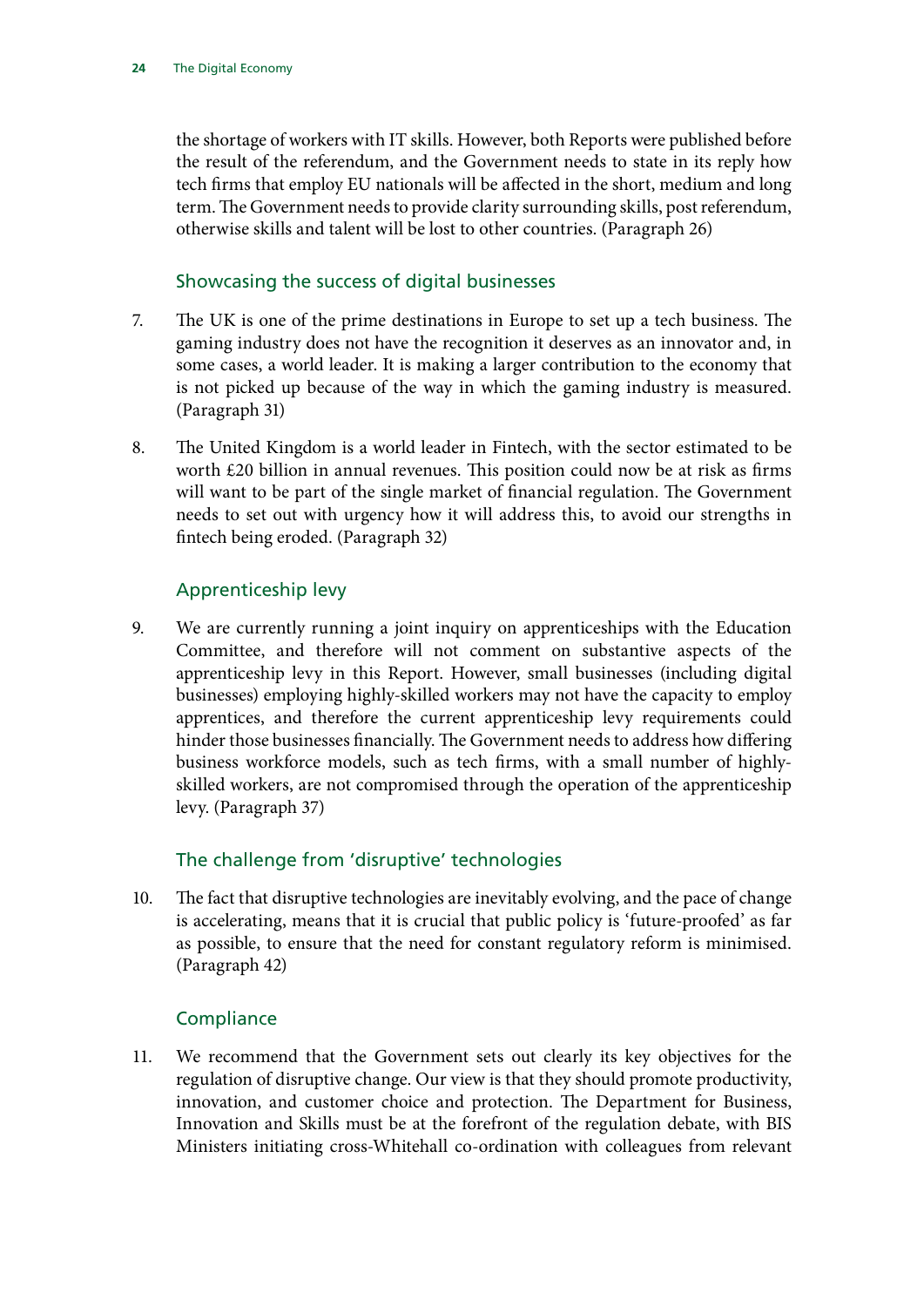the shortage of workers with IT skills. However, both Reports were published before the result of the referendum, and the Government needs to state in its reply how tech firms that employ EU nationals will be affected in the short, medium and long term. The Government needs to provide clarity surrounding skills, post referendum, otherwise skills and talent will be lost to other countries. (Paragraph 26)

### Showcasing the success of digital businesses

7. The UK is one of the prime destinations in Europe to set up a tech business. The gaming industry does not have the recognition it deserves as an innovator and, in some cases, a world leader. It is making a larger contribution to the economy that is not picked up because of the way in which the gaming industry is measured. (Paragraph 31)

8. The United Kingdom is a world leader in Fintech, with the sector estimated to be worth £20 billion in annual revenues. This position could now be at risk as firms will want to be part of the single market of financial regulation. The Government needs to set out with urgency how it will address this, to avoid our strengths in fintech being eroded. (Paragraph 32)

### Apprenticeship levy

9. We are currently running a joint inquiry on apprenticeships with the Education Committee, and therefore will not comment on substantive aspects of the apprenticeship levy in this Report. However, small businesses (including digital businesses) employing highly-skilled workers may not have the capacity to employ apprentices, and therefore the current apprenticeship levy requirements could hinder those businesses financially. The Government needs to address how differing business workforce models, such as tech firms, with a small number of highly-skilled workers, are not compromised through the operation of the apprenticeship levy. (Paragraph 37)

### The challenge from 'disruptive' technologies

10. The fact that disruptive technologies are inevitably evolving, and the pace of change is accelerating, means that it is crucial that public policy is 'future-proofed' as far as possible, to ensure that the need for constant regulatory reform is minimised. (Paragraph 42)

### Compliance

11. We recommend that the Government sets out clearly its key objectives for the regulation of disruptive change. Our view is that they should promote productivity, innovation, and customer choice and protection. The Department for Business, Innovation and Skills must be at the forefront of the regulation debate, with BIS Ministers initiating cross-Whitehall co-ordination with colleagues from relevant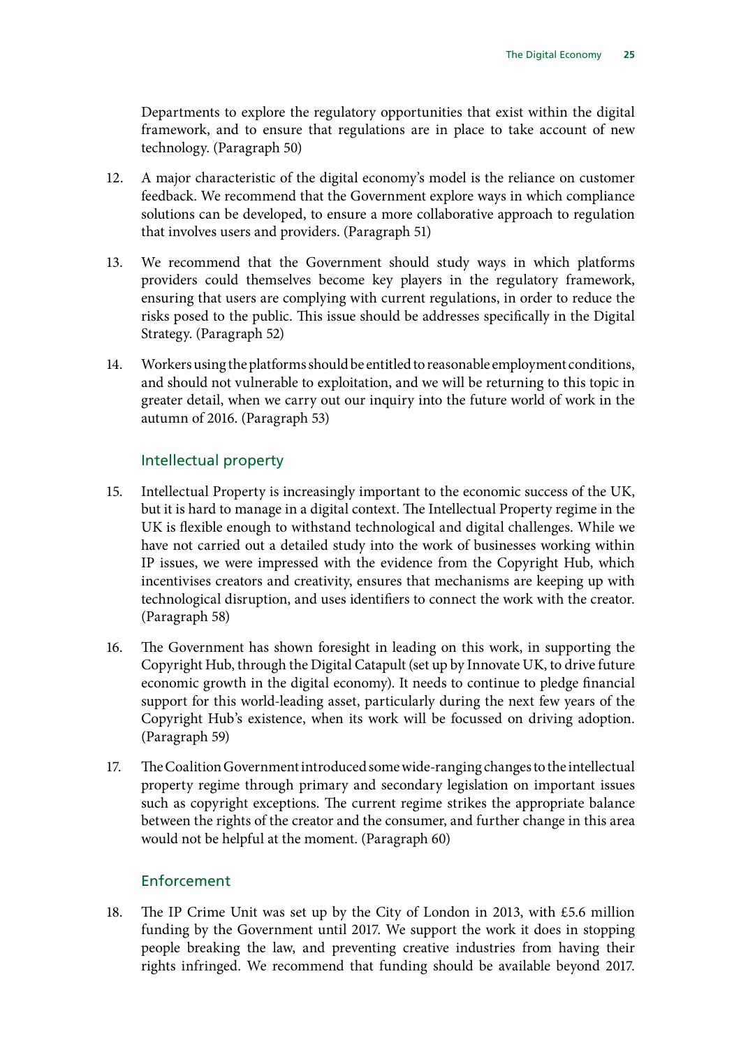Departments to explore the regulatory opportunities that exist within the digital framework, and to ensure that regulations are in place to take account of new technology. (Paragraph 50)

12. A major characteristic of the digital economy's model is the reliance on customer feedback. We recommend that the Government explore ways in which compliance solutions can be developed, to ensure a more collaborative approach to regulation that involves users and providers. (Paragraph 51)

13. We recommend that the Government should study ways in which platforms providers could themselves become key players in the regulatory framework, ensuring that users are complying with current regulations, in order to reduce the risks posed to the public. This issue should be addresses specifically in the Digital Strategy. (Paragraph 52)

14. Workers using the platforms should be entitled to reasonable employment conditions, and should not vulnerable to exploitation, and we will be returning to this topic in greater detail, when we carry out our inquiry into the future world of work in the autumn of 2016. (Paragraph 53)

### Intellectual property

15. Intellectual Property is increasingly important to the economic success of the UK, but it is hard to manage in a digital context. The Intellectual Property regime in the UK is flexible enough to withstand technological and digital challenges. While we have not carried out a detailed study into the work of businesses working within IP issues, we were impressed with the evidence from the Copyright Hub, which incentivises creators and creativity, ensures that mechanisms are keeping up with technological disruption, and uses identifiers to connect the work with the creator. (Paragraph 58)

16. The Government has shown foresight in leading on this work, in supporting the Copyright Hub, through the Digital Catapult (set up by Innovate UK, to drive future economic growth in the digital economy). It needs to continue to pledge financial support for this world-leading asset, particularly during the next few years of the Copyright Hub's existence, when its work will be focussed on driving adoption. (Paragraph 59)

17. The Coalition Government introduced some wide-ranging changes to the intellectual property regime through primary and secondary legislation on important issues such as copyright exceptions. The current regime strikes the appropriate balance between the rights of the creator and the consumer, and further change in this area would not be helpful at the moment. (Paragraph 60)

### Enforcement

18. The IP Crime Unit was set up by the City of London in 2013, with £5.6 million funding by the Government until 2017. We support the work it does in stopping people breaking the law, and preventing creative industries from having their rights infringed. We recommend that funding should be available beyond 2017.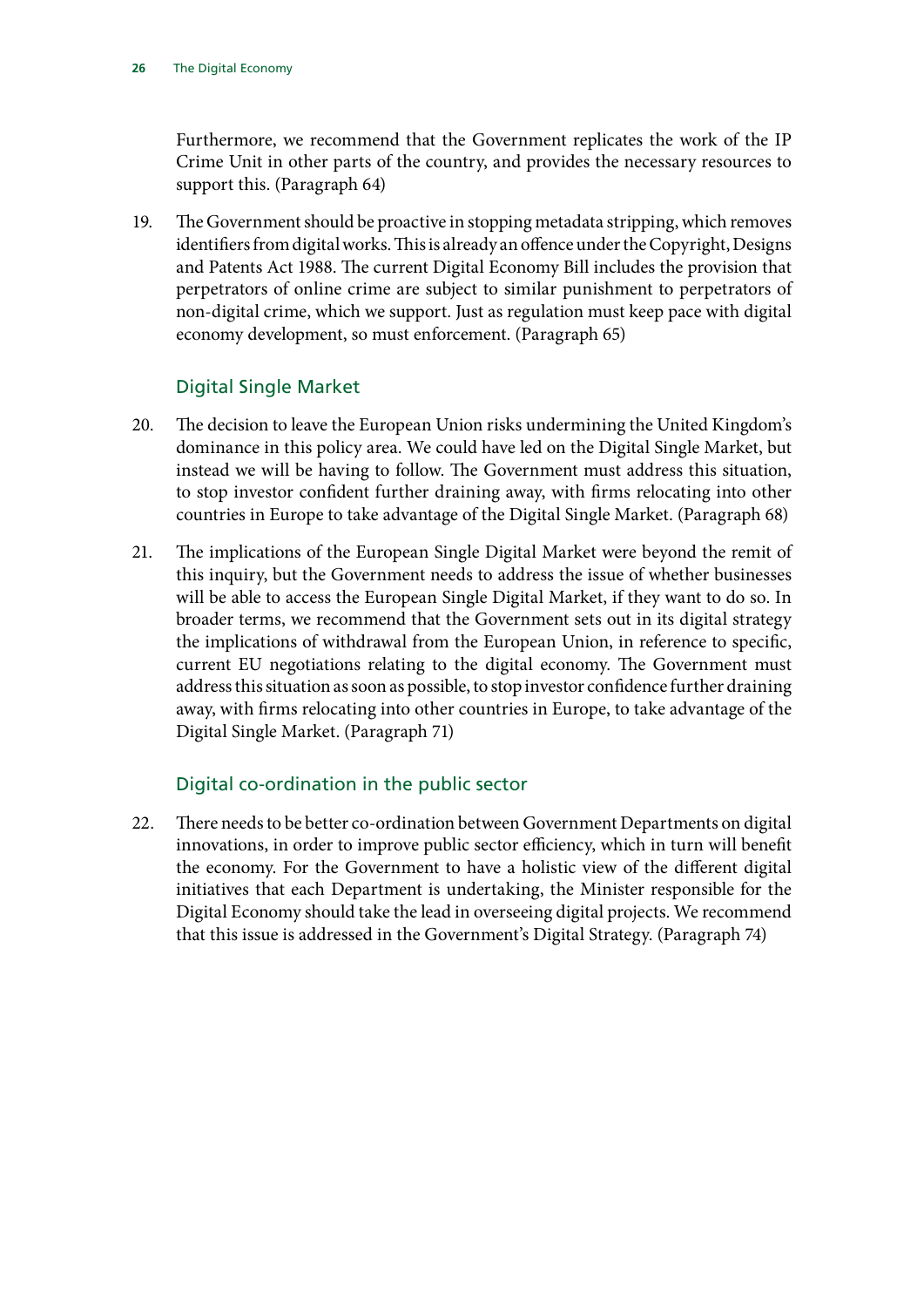Furthermore, we recommend that the Government replicates the work of the IP Crime Unit in other parts of the country, and provides the necessary resources to support this. (Paragraph 64)

19. The Government should be proactive in stopping metadata stripping, which removes identifiers from digital works. This is already an offence under the Copyright, Designs and Patents Act 1988. The current Digital Economy Bill includes the provision that perpetrators of online crime are subject to similar punishment to perpetrators of non-digital crime, which we support. Just as regulation must keep pace with digital economy development, so must enforcement. (Paragraph 65)

### Digital Single Market

20. The decision to leave the European Union risks undermining the United Kingdom's dominance in this policy area. We could have led on the Digital Single Market, but instead we will be having to follow. The Government must address this situation, to stop investor confident further draining away, with firms relocating into other countries in Europe to take advantage of the Digital Single Market. (Paragraph 68)

21. The implications of the European Single Digital Market were beyond the remit of this inquiry, but the Government needs to address the issue of whether businesses will be able to access the European Single Digital Market, if they want to do so. In broader terms, we recommend that the Government sets out in its digital strategy the implications of withdrawal from the European Union, in reference to specific, current EU negotiations relating to the digital economy. The Government must address this situation as soon as possible, to stop investor confidence further draining away, with firms relocating into other countries in Europe, to take advantage of the Digital Single Market. (Paragraph 71)

### Digital co-ordination in the public sector

22. There needs to be better co-ordination between Government Departments on digital innovations, in order to improve public sector efficiency, which in turn will benefit the economy. For the Government to have a holistic view of the different digital initiatives that each Department is undertaking, the Minister responsible for the Digital Economy should take the lead in overseeing digital projects. We recommend that this issue is addressed in the Government's Digital Strategy. (Paragraph 74)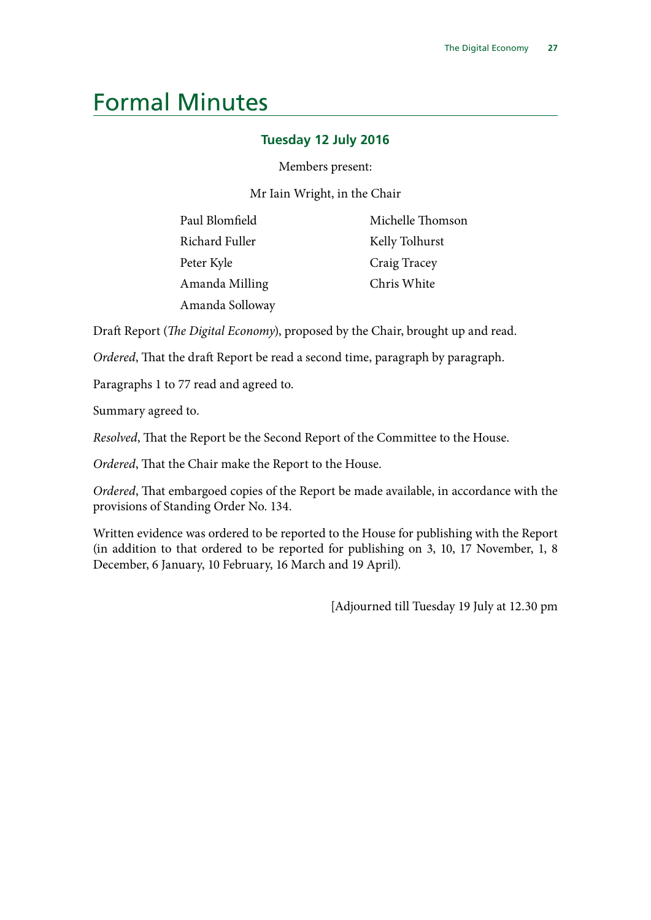# Formal Minutes

### Tuesday 12 July 2016

Members present:

Mr Iain Wright, in the Chair

Paul Blomfield
Richard Fuller
Peter Kyle
Amanda Milling
Amanda Solloway
Michelle Thomson
Kelly Tolhurst
Craig Tracey
Chris White

Draft Report (*The Digital Economy*), proposed by the Chair, brought up and read.

*Ordered*, That the draft Report be read a second time, paragraph by paragraph.

Paragraphs 1 to 77 read and agreed to.

Summary agreed to.

*Resolved*, That the Report be the Second Report of the Committee to the House.

*Ordered*, That the Chair make the Report to the House.

*Ordered*, That embargoed copies of the Report be made available, in accordance with the provisions of Standing Order No. 134.

Written evidence was ordered to be reported to the House for publishing with the Report (in addition to that ordered to be reported for publishing on 3, 10, 17 November, 1, 8 December, 6 January, 10 February, 16 March and 19 April).

[Adjourned till Tuesday 19 July at 12.30 pm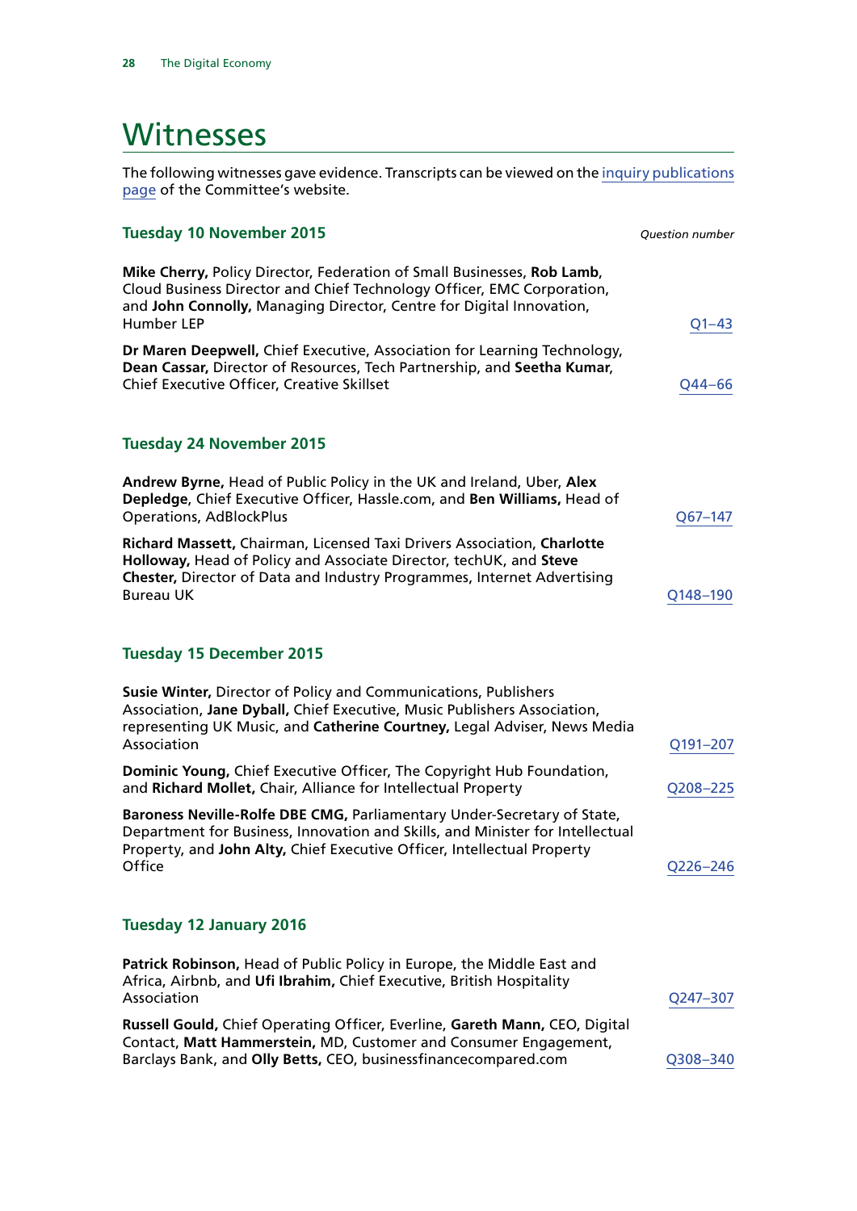# Witnesses

The following witnesses gave evidence. Transcripts can be viewed on the inquiry publications page of the Committee's website.

### Tuesday 10 November 2015

*Question number*

**Mike Cherry,** Policy Director, Federation of Small Businesses, **Rob Lamb,** Cloud Business Director and Chief Technology Officer, EMC Corporation, and **John Connolly,** Managing Director, Centre for Digital Innovation, Humber LEP — Q1–43

**Dr Maren Deepwell,** Chief Executive, Association for Learning Technology, **Dean Cassar,** Director of Resources, Tech Partnership, and **Seetha Kumar,** Chief Executive Officer, Creative Skillset — Q44–66

### Tuesday 24 November 2015

**Andrew Byrne,** Head of Public Policy in the UK and Ireland, Uber, **Alex Depledge,** Chief Executive Officer, Hassle.com, and **Ben Williams,** Head of Operations, AdBlockPlus — Q67–147

**Richard Massett,** Chairman, Licensed Taxi Drivers Association, **Charlotte Holloway,** Head of Policy and Associate Director, techUK, and **Steve Chester,** Director of Data and Industry Programmes, Internet Advertising Bureau UK — Q148–190

### Tuesday 15 December 2015

**Susie Winter,** Director of Policy and Communications, Publishers Association, **Jane Dyball,** Chief Executive, Music Publishers Association, representing UK Music, and **Catherine Courtney,** Legal Adviser, News Media Association — Q191–207

**Dominic Young,** Chief Executive Officer, The Copyright Hub Foundation, and **Richard Mollet,** Chair, Alliance for Intellectual Property — Q208–225

**Baroness Neville-Rolfe DBE CMG,** Parliamentary Under-Secretary of State, Department for Business, Innovation and Skills, and Minister for Intellectual Property, and **John Alty,** Chief Executive Officer, Intellectual Property Office — Q226–246

### Tuesday 12 January 2016

**Patrick Robinson,** Head of Public Policy in Europe, the Middle East and Africa, Airbnb, and **Ufi Ibrahim,** Chief Executive, British Hospitality Association — Q247–307

**Russell Gould,** Chief Operating Officer, Everline, **Gareth Mann,** CEO, Digital Contact, **Matt Hammerstein,** MD, Customer and Consumer Engagement, Barclays Bank, and **Olly Betts,** CEO, businessfinancecompared.com — Q308–340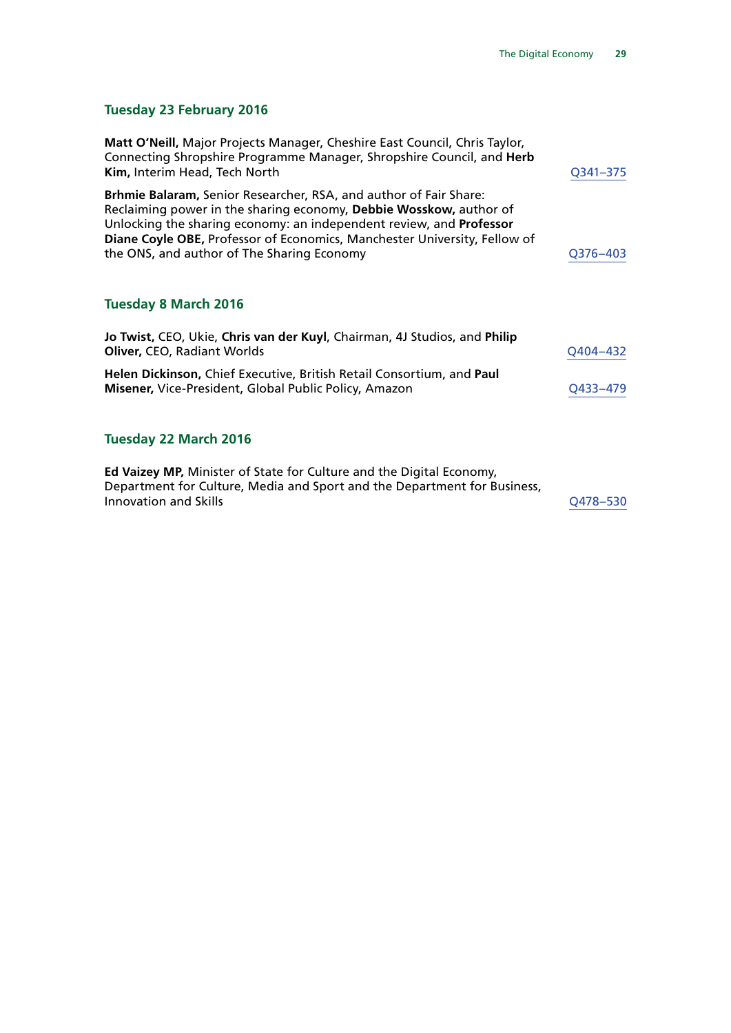### Tuesday 23 February 2016

**Matt O'Neill,** Major Projects Manager, Cheshire East Council, Chris Taylor, Connecting Shropshire Programme Manager, Shropshire Council, and **Herb Kim,** Interim Head, Tech North — Q341–375

**Brhmie Balaram,** Senior Researcher, RSA, and author of Fair Share: Reclaiming power in the sharing economy, **Debbie Wosskow,** author of Unlocking the sharing economy: an independent review, and **Professor Diane Coyle OBE,** Professor of Economics, Manchester University, Fellow of the ONS, and author of The Sharing Economy — Q376–403

### Tuesday 8 March 2016

**Jo Twist,** CEO, Ukie, **Chris van der Kuyl**, Chairman, 4J Studios, and **Philip Oliver,** CEO, Radiant Worlds — Q404–432

**Helen Dickinson,** Chief Executive, British Retail Consortium, and **Paul Misener,** Vice-President, Global Public Policy, Amazon — Q433–479

### Tuesday 22 March 2016

**Ed Vaizey MP,** Minister of State for Culture and the Digital Economy, Department for Culture, Media and Sport and the Department for Business, Innovation and Skills — Q478–530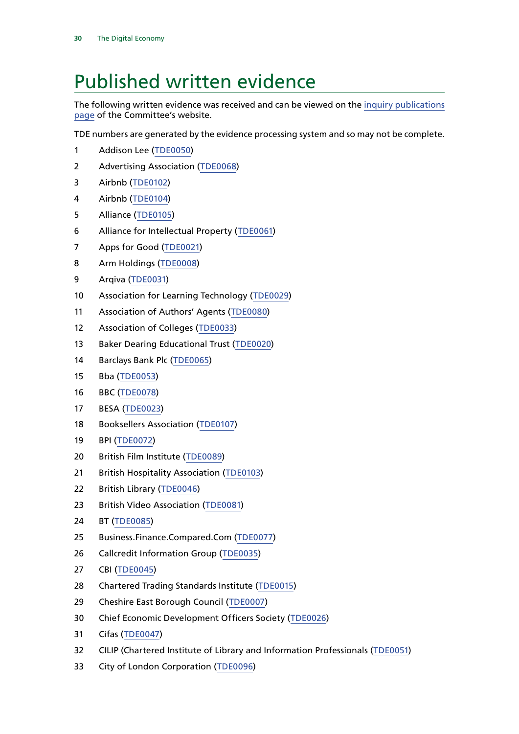# Published written evidence

The following written evidence was received and can be viewed on the inquiry publications page of the Committee's website.

TDE numbers are generated by the evidence processing system and so may not be complete.

1. Addison Lee (TDE0050)
2. Advertising Association (TDE0068)
3. Airbnb (TDE0102)
4. Airbnb (TDE0104)
5. Alliance (TDE0105)
6. Alliance for Intellectual Property (TDE0061)
7. Apps for Good (TDE0021)
8. Arm Holdings (TDE0008)
9. Arqiva (TDE0031)
10. Association for Learning Technology (TDE0029)
11. Association of Authors' Agents (TDE0080)
12. Association of Colleges (TDE0033)
13. Baker Dearing Educational Trust (TDE0020)
14. Barclays Bank Plc (TDE0065)
15. Bba (TDE0053)
16. BBC (TDE0078)
17. BESA (TDE0023)
18. Booksellers Association (TDE0107)
19. BPI (TDE0072)
20. British Film Institute (TDE0089)
21. British Hospitality Association (TDE0103)
22. British Library (TDE0046)
23. British Video Association (TDE0081)
24. BT (TDE0085)
25. Business.Finance.Compared.Com (TDE0077)
26. Callcredit Information Group (TDE0035)
27. CBI (TDE0045)
28. Chartered Trading Standards Institute (TDE0015)
29. Cheshire East Borough Council (TDE0007)
30. Chief Economic Development Officers Society (TDE0026)
31. Cifas (TDE0047)
32. CILIP (Chartered Institute of Library and Information Professionals (TDE0051)
33. City of London Corporation (TDE0096)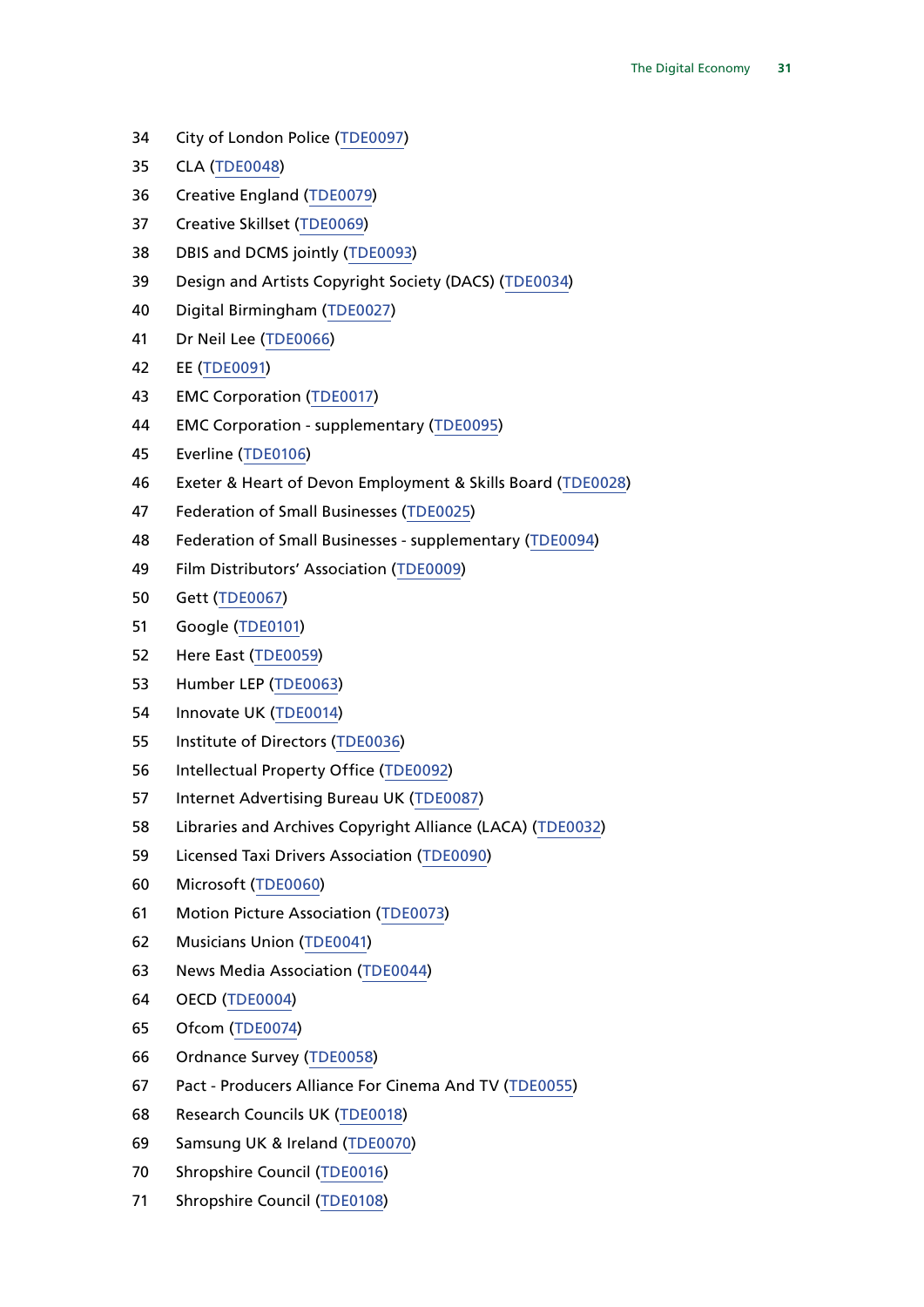34 City of London Police (TDE0097)

35 CLA (TDE0048)

36 Creative England (TDE0079)

37 Creative Skillset (TDE0069)

38 DBIS and DCMS jointly (TDE0093)

39 Design and Artists Copyright Society (DACS) (TDE0034)

40 Digital Birmingham (TDE0027)

41 Dr Neil Lee (TDE0066)

42 EE (TDE0091)

43 EMC Corporation (TDE0017)

44 EMC Corporation - supplementary (TDE0095)

45 Everline (TDE0106)

46 Exeter & Heart of Devon Employment & Skills Board (TDE0028)

47 Federation of Small Businesses (TDE0025)

48 Federation of Small Businesses - supplementary (TDE0094)

49 Film Distributors' Association (TDE0009)

50 Gett (TDE0067)

51 Google (TDE0101)

52 Here East (TDE0059)

53 Humber LEP (TDE0063)

54 Innovate UK (TDE0014)

55 Institute of Directors (TDE0036)

56 Intellectual Property Office (TDE0092)

57 Internet Advertising Bureau UK (TDE0087)

58 Libraries and Archives Copyright Alliance (LACA) (TDE0032)

59 Licensed Taxi Drivers Association (TDE0090)

60 Microsoft (TDE0060)

61 Motion Picture Association (TDE0073)

62 Musicians Union (TDE0041)

63 News Media Association (TDE0044)

64 OECD (TDE0004)

65 Ofcom (TDE0074)

66 Ordnance Survey (TDE0058)

67 Pact - Producers Alliance For Cinema And TV (TDE0055)

68 Research Councils UK (TDE0018)

69 Samsung UK & Ireland (TDE0070)

70 Shropshire Council (TDE0016)

71 Shropshire Council (TDE0108)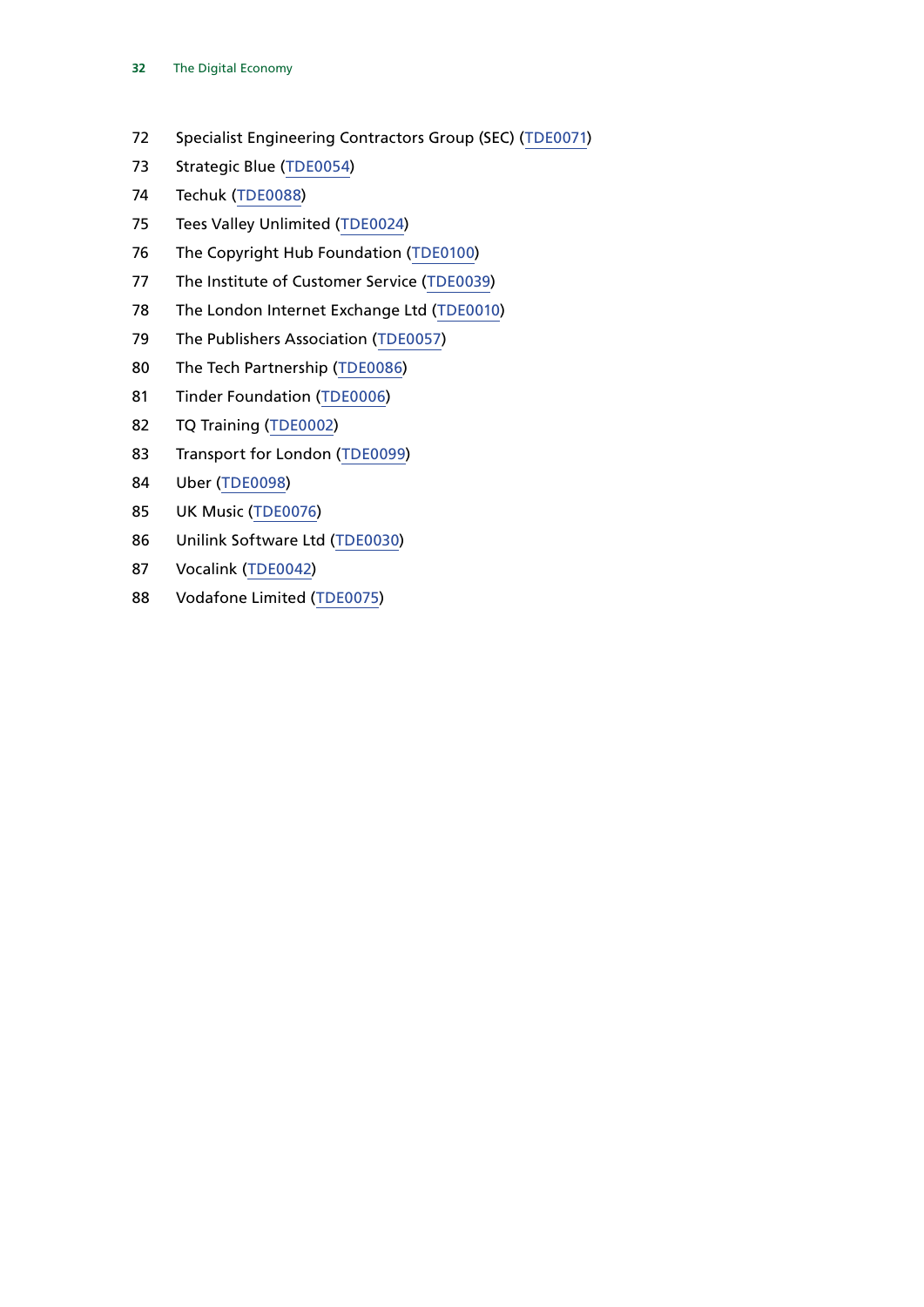72 Specialist Engineering Contractors Group (SEC) (TDE0071)

73 Strategic Blue (TDE0054)

74 Techuk (TDE0088)

75 Tees Valley Unlimited (TDE0024)

76 The Copyright Hub Foundation (TDE0100)

77 The Institute of Customer Service (TDE0039)

78 The London Internet Exchange Ltd (TDE0010)

79 The Publishers Association (TDE0057)

80 The Tech Partnership (TDE0086)

81 Tinder Foundation (TDE0006)

82 TQ Training (TDE0002)

83 Transport for London (TDE0099)

84 Uber (TDE0098)

85 UK Music (TDE0076)

86 Unilink Software Ltd (TDE0030)

87 Vocalink (TDE0042)

88 Vodafone Limited (TDE0075)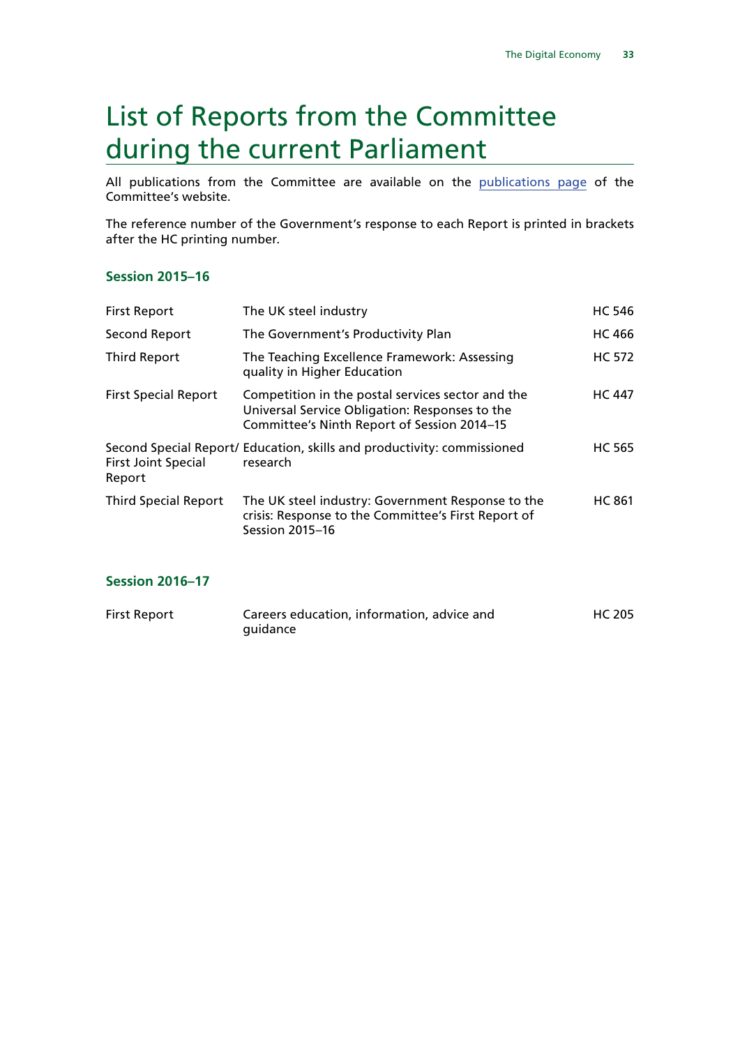# List of Reports from the Committee during the current Parliament

All publications from the Committee are available on the publications page of the Committee's website.

The reference number of the Government's response to each Report is printed in brackets after the HC printing number.

### Session 2015–16

| | | |
|---|---|---|
| First Report | The UK steel industry | HC 546 |
| Second Report | The Government's Productivity Plan | HC 466 |
| Third Report | The Teaching Excellence Framework: Assessing quality in Higher Education | HC 572 |
| First Special Report | Competition in the postal services sector and the Universal Service Obligation: Responses to the Committee's Ninth Report of Session 2014–15 | HC 447 |
| Second Special Report/ First Joint Special Report | Education, skills and productivity: commissioned research | HC 565 |
| Third Special Report | The UK steel industry: Government Response to the crisis: Response to the Committee's First Report of Session 2015–16 | HC 861 |

### Session 2016–17

| | | |
|---|---|---|
| First Report | Careers education, information, advice and guidance | HC 205 |